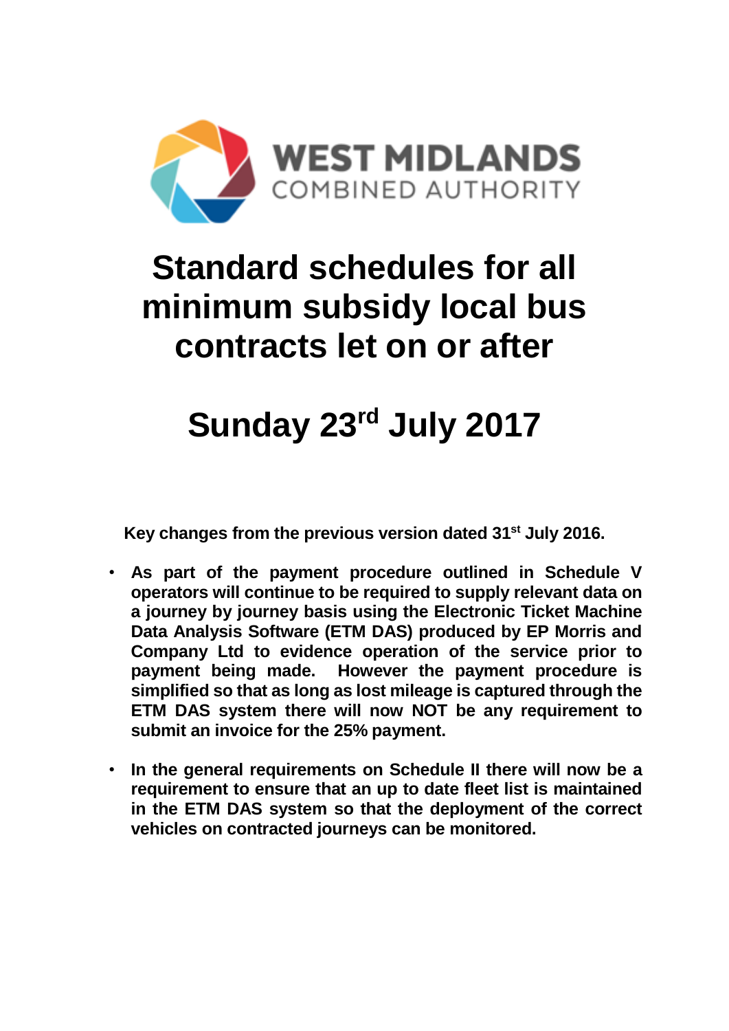WEST MIDLANDS
COMBINED AUTHORITY

# Standard schedules for all minimum subsidy local bus contracts let on or after

# Sunday 23rd July 2017

**Key changes from the previous version dated 31st July 2016.**

- **As part of the payment procedure outlined in Schedule V operators will continue to be required to supply relevant data on a journey by journey basis using the Electronic Ticket Machine Data Analysis Software (ETM DAS) produced by EP Morris and Company Ltd to evidence operation of the service prior to payment being made. However the payment procedure is simplified so that as long as lost mileage is captured through the ETM DAS system there will now NOT be any requirement to submit an invoice for the 25% payment.**

- **In the general requirements on Schedule II there will now be a requirement to ensure that an up to date fleet list is maintained in the ETM DAS system so that the deployment of the correct vehicles on contracted journeys can be monitored.**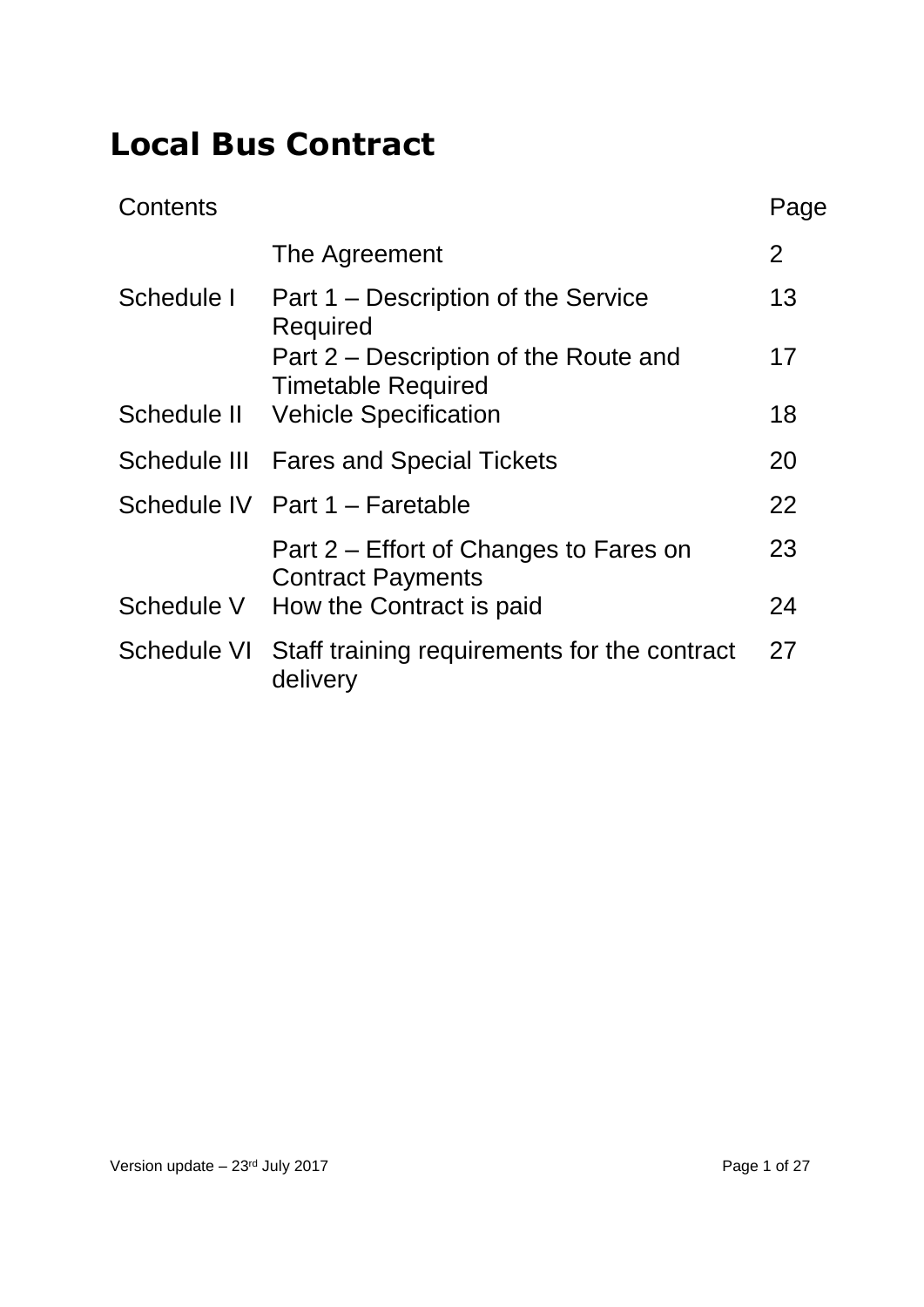# Local Bus Contract

| Contents | | Page |
|---|---|---|
| | The Agreement | 2 |
| Schedule I | Part 1 – Description of the Service Required | 13 |
| | Part 2 – Description of the Route and Timetable Required | 17 |
| Schedule II | Vehicle Specification | 18 |
| Schedule III | Fares and Special Tickets | 20 |
| Schedule IV | Part 1 – Faretable | 22 |
| | Part 2 – Effort of Changes to Fares on Contract Payments | 23 |
| Schedule V | How the Contract is paid | 24 |
| Schedule VI | Staff training requirements for the contract delivery | 27 |

Version update – 23rd July 2017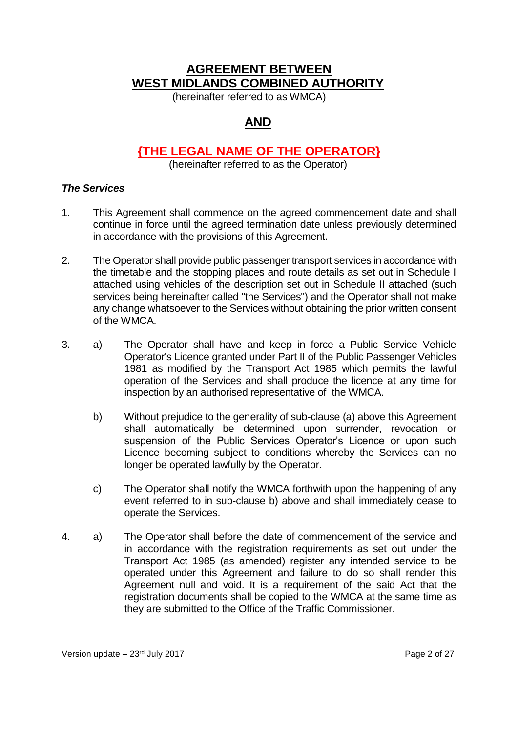# AGREEMENT BETWEEN WEST MIDLANDS COMBINED AUTHORITY

(hereinafter referred to as WMCA)

## AND

## {THE LEGAL NAME OF THE OPERATOR}

(hereinafter referred to as the Operator)

***The Services***

1. This Agreement shall commence on the agreed commencement date and shall continue in force until the agreed termination date unless previously determined in accordance with the provisions of this Agreement.

2. The Operator shall provide public passenger transport services in accordance with the timetable and the stopping places and route details as set out in Schedule I attached using vehicles of the description set out in Schedule II attached (such services being hereinafter called "the Services") and the Operator shall not make any change whatsoever to the Services without obtaining the prior written consent of the WMCA.

3. a) The Operator shall have and keep in force a Public Service Vehicle Operator's Licence granted under Part II of the Public Passenger Vehicles 1981 as modified by the Transport Act 1985 which permits the lawful operation of the Services and shall produce the licence at any time for inspection by an authorised representative of the WMCA.

   b) Without prejudice to the generality of sub-clause (a) above this Agreement shall automatically be determined upon surrender, revocation or suspension of the Public Services Operator's Licence or upon such Licence becoming subject to conditions whereby the Services can no longer be operated lawfully by the Operator.

   c) The Operator shall notify the WMCA forthwith upon the happening of any event referred to in sub-clause b) above and shall immediately cease to operate the Services.

4. a) The Operator shall before the date of commencement of the service and in accordance with the registration requirements as set out under the Transport Act 1985 (as amended) register any intended service to be operated under this Agreement and failure to do so shall render this Agreement null and void. It is a requirement of the said Act that the registration documents shall be copied to the WMCA at the same time as they are submitted to the Office of the Traffic Commissioner.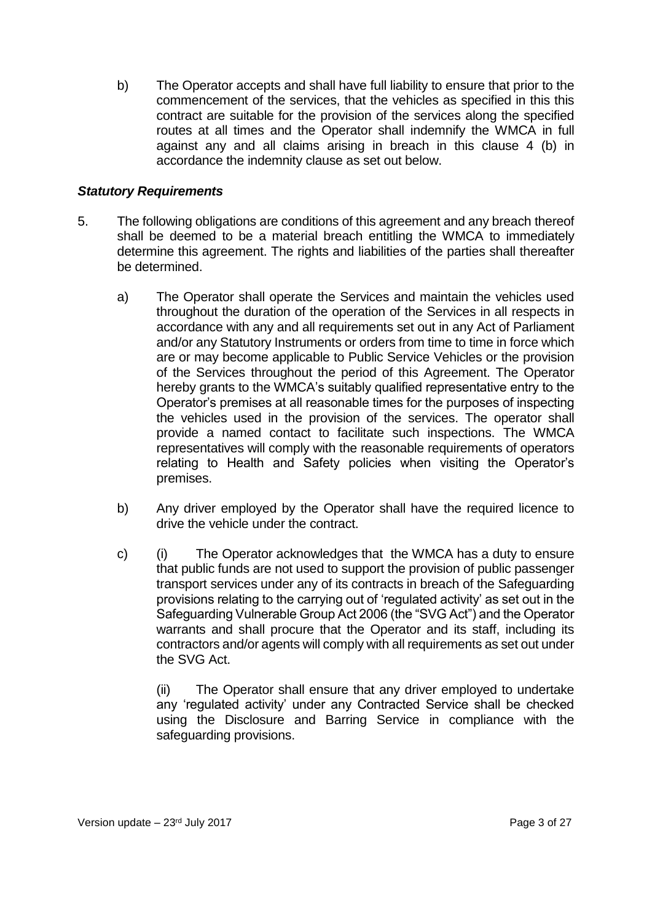b) The Operator accepts and shall have full liability to ensure that prior to the commencement of the services, that the vehicles as specified in this this contract are suitable for the provision of the services along the specified routes at all times and the Operator shall indemnify the WMCA in full against any and all claims arising in breach in this clause 4 (b) in accordance the indemnity clause as set out below.

***Statutory Requirements***

5. The following obligations are conditions of this agreement and any breach thereof shall be deemed to be a material breach entitling the WMCA to immediately determine this agreement. The rights and liabilities of the parties shall thereafter be determined.

   a) The Operator shall operate the Services and maintain the vehicles used throughout the duration of the operation of the Services in all respects in accordance with any and all requirements set out in any Act of Parliament and/or any Statutory Instruments or orders from time to time in force which are or may become applicable to Public Service Vehicles or the provision of the Services throughout the period of this Agreement. The Operator hereby grants to the WMCA's suitably qualified representative entry to the Operator's premises at all reasonable times for the purposes of inspecting the vehicles used in the provision of the services. The operator shall provide a named contact to facilitate such inspections. The WMCA representatives will comply with the reasonable requirements of operators relating to Health and Safety policies when visiting the Operator's premises.

   b) Any driver employed by the Operator shall have the required licence to drive the vehicle under the contract.

   c) (i) The Operator acknowledges that the WMCA has a duty to ensure that public funds are not used to support the provision of public passenger transport services under any of its contracts in breach of the Safeguarding provisions relating to the carrying out of 'regulated activity' as set out in the Safeguarding Vulnerable Group Act 2006 (the "SVG Act") and the Operator warrants and shall procure that the Operator and its staff, including its contractors and/or agents will comply with all requirements as set out under the SVG Act.

      (ii) The Operator shall ensure that any driver employed to undertake any 'regulated activity' under any Contracted Service shall be checked using the Disclosure and Barring Service in compliance with the safeguarding provisions.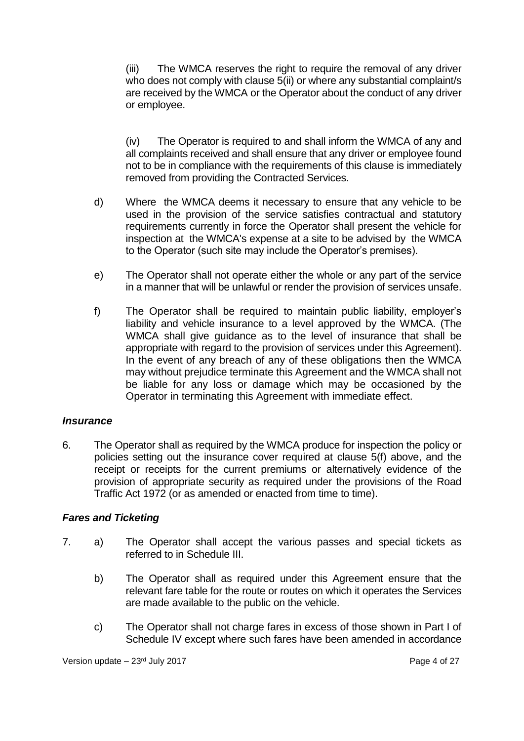(iii) The WMCA reserves the right to require the removal of any driver who does not comply with clause 5(ii) or where any substantial complaint/s are received by the WMCA or the Operator about the conduct of any driver or employee.

(iv) The Operator is required to and shall inform the WMCA of any and all complaints received and shall ensure that any driver or employee found not to be in compliance with the requirements of this clause is immediately removed from providing the Contracted Services.

d) Where the WMCA deems it necessary to ensure that any vehicle to be used in the provision of the service satisfies contractual and statutory requirements currently in force the Operator shall present the vehicle for inspection at the WMCA's expense at a site to be advised by the WMCA to the Operator (such site may include the Operator's premises).

e) The Operator shall not operate either the whole or any part of the service in a manner that will be unlawful or render the provision of services unsafe.

f) The Operator shall be required to maintain public liability, employer's liability and vehicle insurance to a level approved by the WMCA. (The WMCA shall give guidance as to the level of insurance that shall be appropriate with regard to the provision of services under this Agreement). In the event of any breach of any of these obligations then the WMCA may without prejudice terminate this Agreement and the WMCA shall not be liable for any loss or damage which may be occasioned by the Operator in terminating this Agreement with immediate effect.

***Insurance***

6. The Operator shall as required by the WMCA produce for inspection the policy or policies setting out the insurance cover required at clause 5(f) above, and the receipt or receipts for the current premiums or alternatively evidence of the provision of appropriate security as required under the provisions of the Road Traffic Act 1972 (or as amended or enacted from time to time).

***Fares and Ticketing***

7. a) The Operator shall accept the various passes and special tickets as referred to in Schedule III.

   b) The Operator shall as required under this Agreement ensure that the relevant fare table for the route or routes on which it operates the Services are made available to the public on the vehicle.

   c) The Operator shall not charge fares in excess of those shown in Part I of Schedule IV except where such fares have been amended in accordance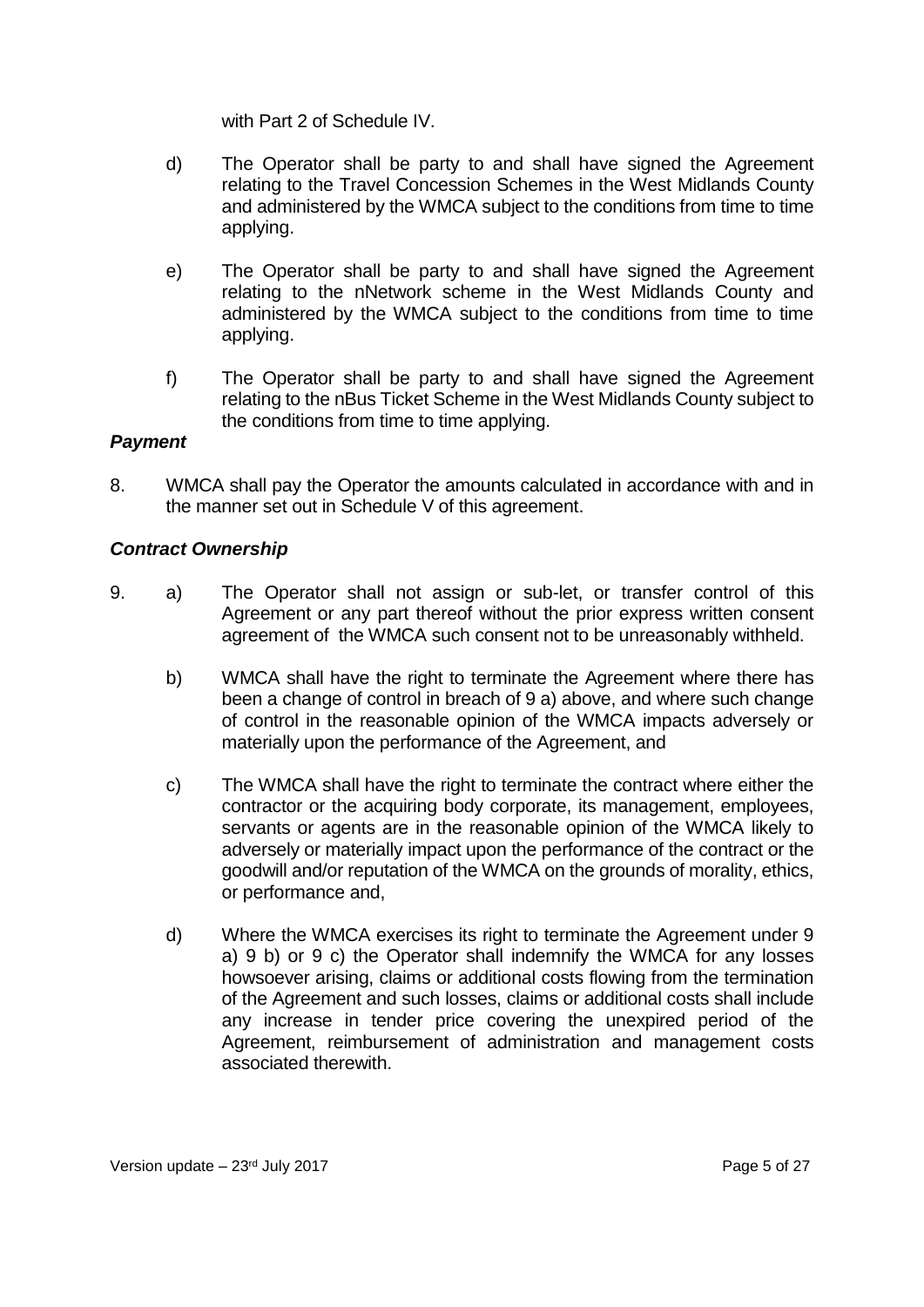with Part 2 of Schedule IV.

d) The Operator shall be party to and shall have signed the Agreement relating to the Travel Concession Schemes in the West Midlands County and administered by the WMCA subject to the conditions from time to time applying.

e) The Operator shall be party to and shall have signed the Agreement relating to the nNetwork scheme in the West Midlands County and administered by the WMCA subject to the conditions from time to time applying.

f) The Operator shall be party to and shall have signed the Agreement relating to the nBus Ticket Scheme in the West Midlands County subject to the conditions from time to time applying.

***Payment***

8. WMCA shall pay the Operator the amounts calculated in accordance with and in the manner set out in Schedule V of this agreement.

***Contract Ownership***

9. a) The Operator shall not assign or sub-let, or transfer control of this Agreement or any part thereof without the prior express written consent agreement of the WMCA such consent not to be unreasonably withheld.

   b) WMCA shall have the right to terminate the Agreement where there has been a change of control in breach of 9 a) above, and where such change of control in the reasonable opinion of the WMCA impacts adversely or materially upon the performance of the Agreement, and

   c) The WMCA shall have the right to terminate the contract where either the contractor or the acquiring body corporate, its management, employees, servants or agents are in the reasonable opinion of the WMCA likely to adversely or materially impact upon the performance of the contract or the goodwill and/or reputation of the WMCA on the grounds of morality, ethics, or performance and,

   d) Where the WMCA exercises its right to terminate the Agreement under 9 a) 9 b) or 9 c) the Operator shall indemnify the WMCA for any losses howsoever arising, claims or additional costs flowing from the termination of the Agreement and such losses, claims or additional costs shall include any increase in tender price covering the unexpired period of the Agreement, reimbursement of administration and management costs associated therewith.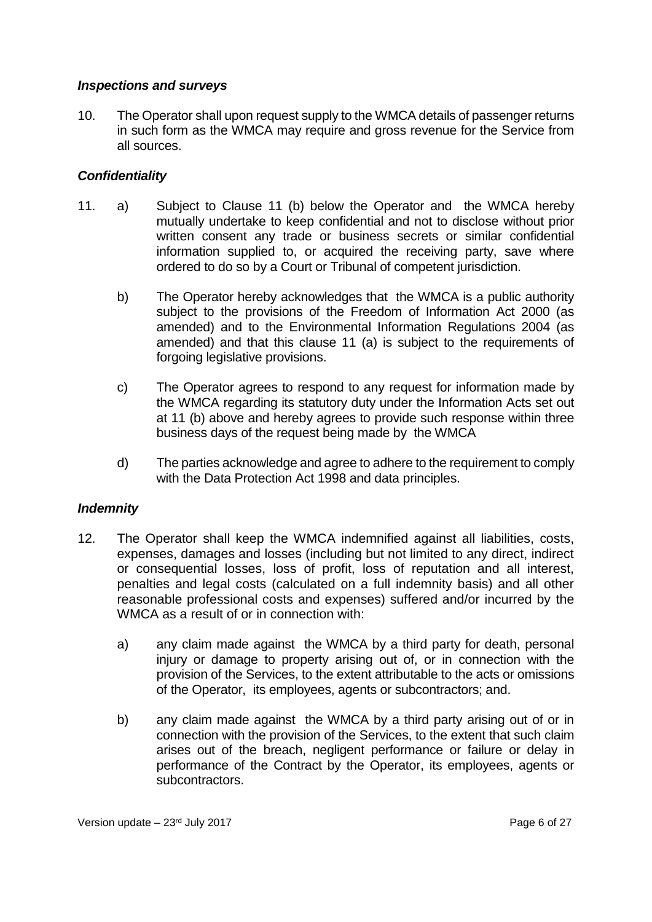### *Inspections and surveys*

10. The Operator shall upon request supply to the WMCA details of passenger returns in such form as the WMCA may require and gross revenue for the Service from all sources.

### *Confidentiality*

11. a) Subject to Clause 11 (b) below the Operator and the WMCA hereby mutually undertake to keep confidential and not to disclose without prior written consent any trade or business secrets or similar confidential information supplied to, or acquired the receiving party, save where ordered to do so by a Court or Tribunal of competent jurisdiction.

    b) The Operator hereby acknowledges that the WMCA is a public authority subject to the provisions of the Freedom of Information Act 2000 (as amended) and to the Environmental Information Regulations 2004 (as amended) and that this clause 11 (a) is subject to the requirements of forgoing legislative provisions.

    c) The Operator agrees to respond to any request for information made by the WMCA regarding its statutory duty under the Information Acts set out at 11 (b) above and hereby agrees to provide such response within three business days of the request being made by the WMCA

    d) The parties acknowledge and agree to adhere to the requirement to comply with the Data Protection Act 1998 and data principles.

### *Indemnity*

12. The Operator shall keep the WMCA indemnified against all liabilities, costs, expenses, damages and losses (including but not limited to any direct, indirect or consequential losses, loss of profit, loss of reputation and all interest, penalties and legal costs (calculated on a full indemnity basis) and all other reasonable professional costs and expenses) suffered and/or incurred by the WMCA as a result of or in connection with:

    a) any claim made against the WMCA by a third party for death, personal injury or damage to property arising out of, or in connection with the provision of the Services, to the extent attributable to the acts or omissions of the Operator, its employees, agents or subcontractors; and.

    b) any claim made against the WMCA by a third party arising out of or in connection with the provision of the Services, to the extent that such claim arises out of the breach, negligent performance or failure or delay in performance of the Contract by the Operator, its employees, agents or subcontractors.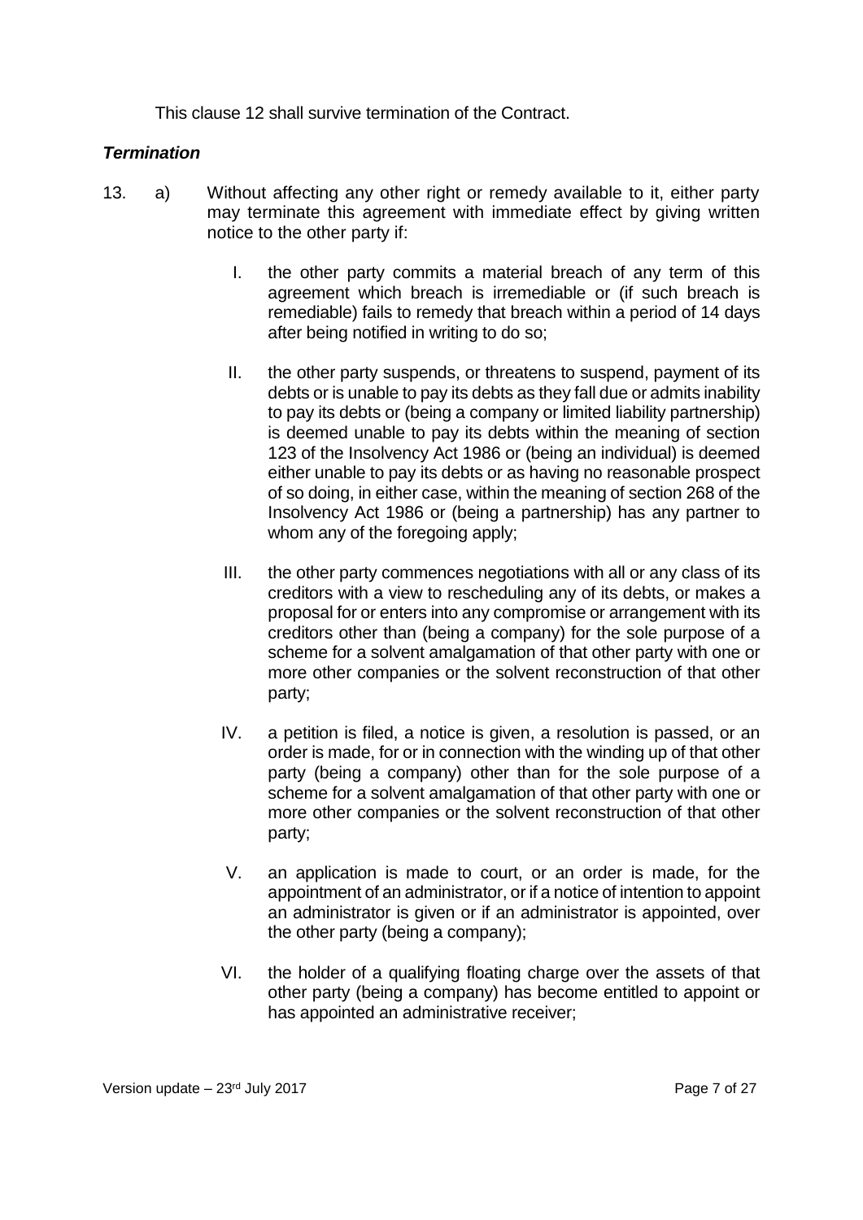This clause 12 shall survive termination of the Contract.

***Termination***

13. a) Without affecting any other right or remedy available to it, either party may terminate this agreement with immediate effect by giving written notice to the other party if:

    I. the other party commits a material breach of any term of this agreement which breach is irremediable or (if such breach is remediable) fails to remedy that breach within a period of 14 days after being notified in writing to do so;

    II. the other party suspends, or threatens to suspend, payment of its debts or is unable to pay its debts as they fall due or admits inability to pay its debts or (being a company or limited liability partnership) is deemed unable to pay its debts within the meaning of section 123 of the Insolvency Act 1986 or (being an individual) is deemed either unable to pay its debts or as having no reasonable prospect of so doing, in either case, within the meaning of section 268 of the Insolvency Act 1986 or (being a partnership) has any partner to whom any of the foregoing apply;

    III. the other party commences negotiations with all or any class of its creditors with a view to rescheduling any of its debts, or makes a proposal for or enters into any compromise or arrangement with its creditors other than (being a company) for the sole purpose of a scheme for a solvent amalgamation of that other party with one or more other companies or the solvent reconstruction of that other party;

    IV. a petition is filed, a notice is given, a resolution is passed, or an order is made, for or in connection with the winding up of that other party (being a company) other than for the sole purpose of a scheme for a solvent amalgamation of that other party with one or more other companies or the solvent reconstruction of that other party;

    V. an application is made to court, or an order is made, for the appointment of an administrator, or if a notice of intention to appoint an administrator is given or if an administrator is appointed, over the other party (being a company);

    VI. the holder of a qualifying floating charge over the assets of that other party (being a company) has become entitled to appoint or has appointed an administrative receiver;

Version update – 23rd July 2017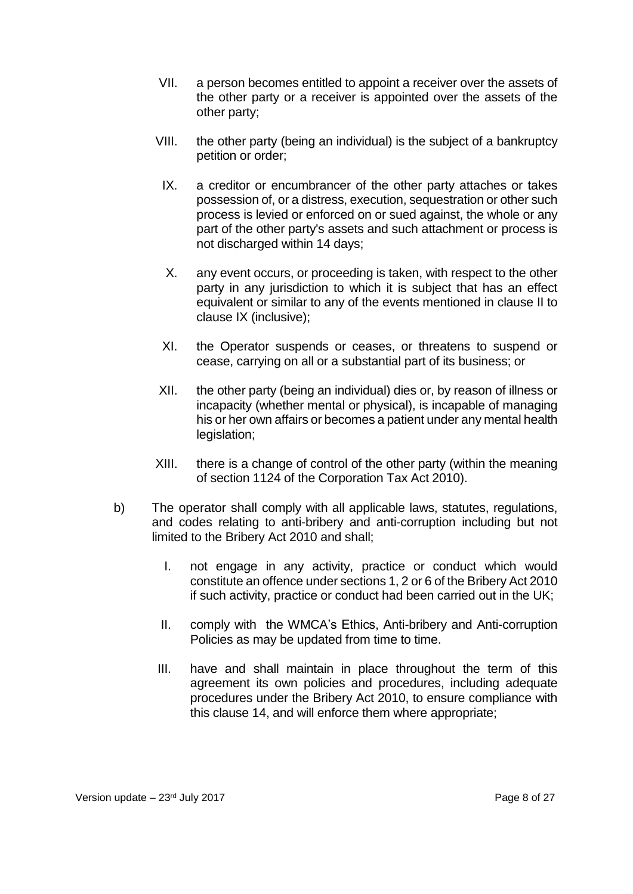VII. a person becomes entitled to appoint a receiver over the assets of the other party or a receiver is appointed over the assets of the other party;

VIII. the other party (being an individual) is the subject of a bankruptcy petition or order;

IX. a creditor or encumbrancer of the other party attaches or takes possession of, or a distress, execution, sequestration or other such process is levied or enforced on or sued against, the whole or any part of the other party's assets and such attachment or process is not discharged within 14 days;

X. any event occurs, or proceeding is taken, with respect to the other party in any jurisdiction to which it is subject that has an effect equivalent or similar to any of the events mentioned in clause II to clause IX (inclusive);

XI. the Operator suspends or ceases, or threatens to suspend or cease, carrying on all or a substantial part of its business; or

XII. the other party (being an individual) dies or, by reason of illness or incapacity (whether mental or physical), is incapable of managing his or her own affairs or becomes a patient under any mental health legislation;

XIII. there is a change of control of the other party (within the meaning of section 1124 of the Corporation Tax Act 2010).

b) The operator shall comply with all applicable laws, statutes, regulations, and codes relating to anti-bribery and anti-corruption including but not limited to the Bribery Act 2010 and shall;

I. not engage in any activity, practice or conduct which would constitute an offence under sections 1, 2 or 6 of the Bribery Act 2010 if such activity, practice or conduct had been carried out in the UK;

II. comply with the WMCA's Ethics, Anti-bribery and Anti-corruption Policies as may be updated from time to time.

III. have and shall maintain in place throughout the term of this agreement its own policies and procedures, including adequate procedures under the Bribery Act 2010, to ensure compliance with this clause 14, and will enforce them where appropriate;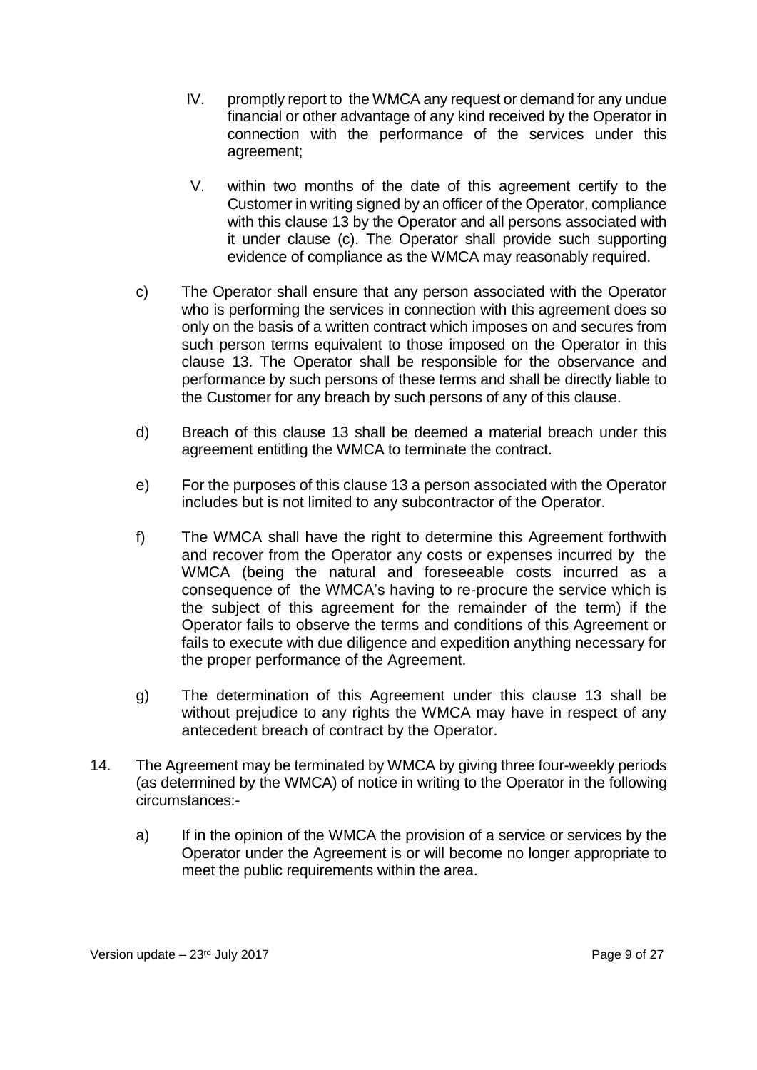IV. promptly report to the WMCA any request or demand for any undue financial or other advantage of any kind received by the Operator in connection with the performance of the services under this agreement;

V. within two months of the date of this agreement certify to the Customer in writing signed by an officer of the Operator, compliance with this clause 13 by the Operator and all persons associated with it under clause (c). The Operator shall provide such supporting evidence of compliance as the WMCA may reasonably required.

c) The Operator shall ensure that any person associated with the Operator who is performing the services in connection with this agreement does so only on the basis of a written contract which imposes on and secures from such person terms equivalent to those imposed on the Operator in this clause 13. The Operator shall be responsible for the observance and performance by such persons of these terms and shall be directly liable to the Customer for any breach by such persons of any of this clause.

d) Breach of this clause 13 shall be deemed a material breach under this agreement entitling the WMCA to terminate the contract.

e) For the purposes of this clause 13 a person associated with the Operator includes but is not limited to any subcontractor of the Operator.

f) The WMCA shall have the right to determine this Agreement forthwith and recover from the Operator any costs or expenses incurred by the WMCA (being the natural and foreseeable costs incurred as a consequence of the WMCA's having to re-procure the service which is the subject of this agreement for the remainder of the term) if the Operator fails to observe the terms and conditions of this Agreement or fails to execute with due diligence and expedition anything necessary for the proper performance of the Agreement.

g) The determination of this Agreement under this clause 13 shall be without prejudice to any rights the WMCA may have in respect of any antecedent breach of contract by the Operator.

14. The Agreement may be terminated by WMCA by giving three four-weekly periods (as determined by the WMCA) of notice in writing to the Operator in the following circumstances:-

a) If in the opinion of the WMCA the provision of a service or services by the Operator under the Agreement is or will become no longer appropriate to meet the public requirements within the area.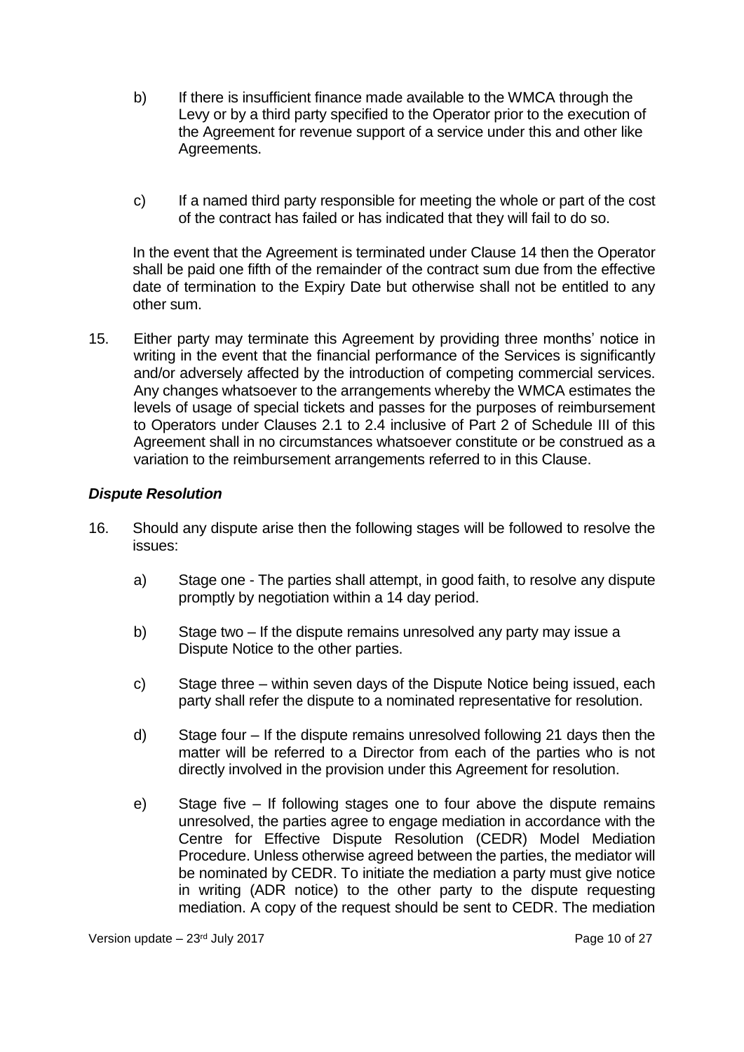b) If there is insufficient finance made available to the WMCA through the Levy or by a third party specified to the Operator prior to the execution of the Agreement for revenue support of a service under this and other like Agreements.

c) If a named third party responsible for meeting the whole or part of the cost of the contract has failed or has indicated that they will fail to do so.

In the event that the Agreement is terminated under Clause 14 then the Operator shall be paid one fifth of the remainder of the contract sum due from the effective date of termination to the Expiry Date but otherwise shall not be entitled to any other sum.

15. Either party may terminate this Agreement by providing three months' notice in writing in the event that the financial performance of the Services is significantly and/or adversely affected by the introduction of competing commercial services. Any changes whatsoever to the arrangements whereby the WMCA estimates the levels of usage of special tickets and passes for the purposes of reimbursement to Operators under Clauses 2.1 to 2.4 inclusive of Part 2 of Schedule III of this Agreement shall in no circumstances whatsoever constitute or be construed as a variation to the reimbursement arrangements referred to in this Clause.

***Dispute Resolution***

16. Should any dispute arise then the following stages will be followed to resolve the issues:

a) Stage one - The parties shall attempt, in good faith, to resolve any dispute promptly by negotiation within a 14 day period.

b) Stage two – If the dispute remains unresolved any party may issue a Dispute Notice to the other parties.

c) Stage three – within seven days of the Dispute Notice being issued, each party shall refer the dispute to a nominated representative for resolution.

d) Stage four – If the dispute remains unresolved following 21 days then the matter will be referred to a Director from each of the parties who is not directly involved in the provision under this Agreement for resolution.

e) Stage five – If following stages one to four above the dispute remains unresolved, the parties agree to engage mediation in accordance with the Centre for Effective Dispute Resolution (CEDR) Model Mediation Procedure. Unless otherwise agreed between the parties, the mediator will be nominated by CEDR. To initiate the mediation a party must give notice in writing (ADR notice) to the other party to the dispute requesting mediation. A copy of the request should be sent to CEDR. The mediation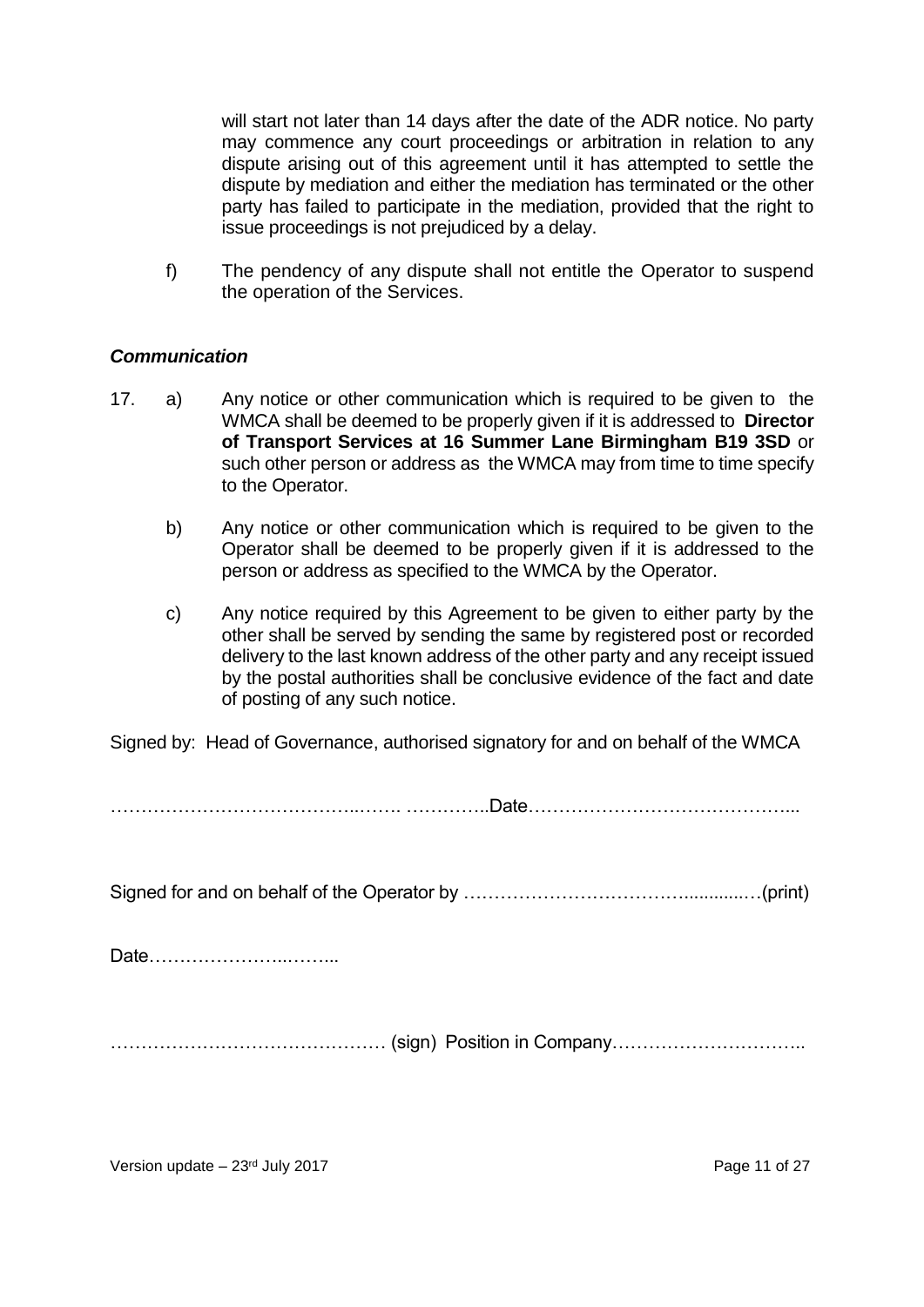will start not later than 14 days after the date of the ADR notice. No party may commence any court proceedings or arbitration in relation to any dispute arising out of this agreement until it has attempted to settle the dispute by mediation and either the mediation has terminated or the other party has failed to participate in the mediation, provided that the right to issue proceedings is not prejudiced by a delay.

f) The pendency of any dispute shall not entitle the Operator to suspend the operation of the Services.

### *Communication*

17. a) Any notice or other communication which is required to be given to the WMCA shall be deemed to be properly given if it is addressed to **Director of Transport Services at 16 Summer Lane Birmingham B19 3SD** or such other person or address as the WMCA may from time to time specify to the Operator.

    b) Any notice or other communication which is required to be given to the Operator shall be deemed to be properly given if it is addressed to the person or address as specified to the WMCA by the Operator.

    c) Any notice required by this Agreement to be given to either party by the other shall be served by sending the same by registered post or recorded delivery to the last known address of the other party and any receipt issued by the postal authorities shall be conclusive evidence of the fact and date of posting of any such notice.

Signed by: Head of Governance, authorised signatory for and on behalf of the WMCA

…………………………………..……. …………..Date……………………………………...

Signed for and on behalf of the Operator by …………………………………............…(print)

Date…………………..……...

……………………………………… (sign) Position in Company…………………………..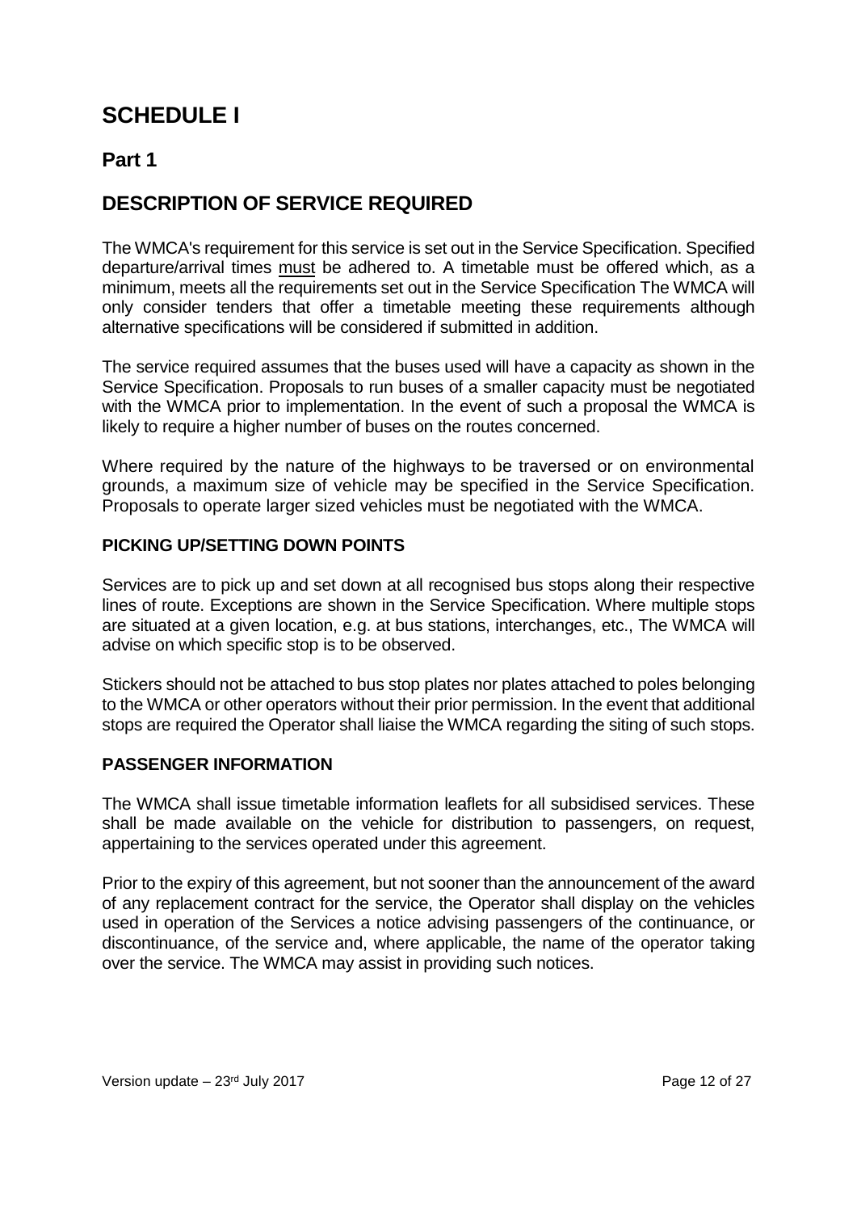# SCHEDULE I

## Part 1

## DESCRIPTION OF SERVICE REQUIRED

The WMCA's requirement for this service is set out in the Service Specification. Specified departure/arrival times must be adhered to. A timetable must be offered which, as a minimum, meets all the requirements set out in the Service Specification The WMCA will only consider tenders that offer a timetable meeting these requirements although alternative specifications will be considered if submitted in addition.

The service required assumes that the buses used will have a capacity as shown in the Service Specification. Proposals to run buses of a smaller capacity must be negotiated with the WMCA prior to implementation. In the event of such a proposal the WMCA is likely to require a higher number of buses on the routes concerned.

Where required by the nature of the highways to be traversed or on environmental grounds, a maximum size of vehicle may be specified in the Service Specification. Proposals to operate larger sized vehicles must be negotiated with the WMCA.

### PICKING UP/SETTING DOWN POINTS

Services are to pick up and set down at all recognised bus stops along their respective lines of route. Exceptions are shown in the Service Specification. Where multiple stops are situated at a given location, e.g. at bus stations, interchanges, etc., The WMCA will advise on which specific stop is to be observed.

Stickers should not be attached to bus stop plates nor plates attached to poles belonging to the WMCA or other operators without their prior permission. In the event that additional stops are required the Operator shall liaise the WMCA regarding the siting of such stops.

### PASSENGER INFORMATION

The WMCA shall issue timetable information leaflets for all subsidised services. These shall be made available on the vehicle for distribution to passengers, on request, appertaining to the services operated under this agreement.

Prior to the expiry of this agreement, but not sooner than the announcement of the award of any replacement contract for the service, the Operator shall display on the vehicles used in operation of the Services a notice advising passengers of the continuance, or discontinuance, of the service and, where applicable, the name of the operator taking over the service. The WMCA may assist in providing such notices.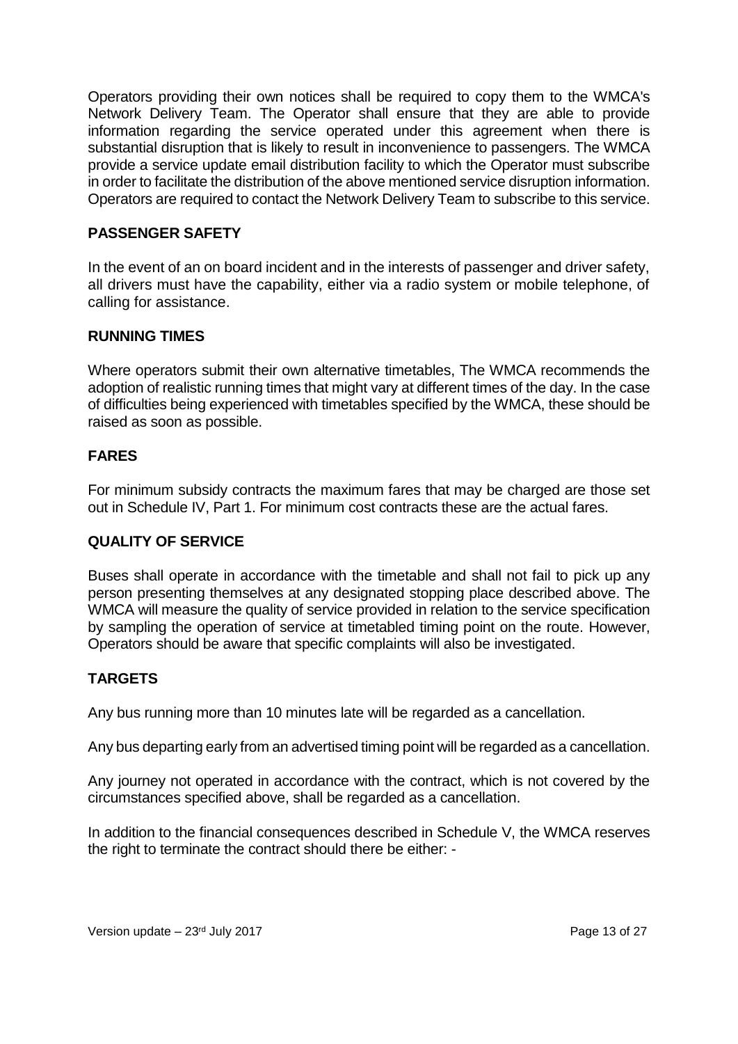Operators providing their own notices shall be required to copy them to the WMCA's Network Delivery Team. The Operator shall ensure that they are able to provide information regarding the service operated under this agreement when there is substantial disruption that is likely to result in inconvenience to passengers. The WMCA provide a service update email distribution facility to which the Operator must subscribe in order to facilitate the distribution of the above mentioned service disruption information. Operators are required to contact the Network Delivery Team to subscribe to this service.

## PASSENGER SAFETY

In the event of an on board incident and in the interests of passenger and driver safety, all drivers must have the capability, either via a radio system or mobile telephone, of calling for assistance.

## RUNNING TIMES

Where operators submit their own alternative timetables, The WMCA recommends the adoption of realistic running times that might vary at different times of the day. In the case of difficulties being experienced with timetables specified by the WMCA, these should be raised as soon as possible.

## FARES

For minimum subsidy contracts the maximum fares that may be charged are those set out in Schedule IV, Part 1. For minimum cost contracts these are the actual fares.

## QUALITY OF SERVICE

Buses shall operate in accordance with the timetable and shall not fail to pick up any person presenting themselves at any designated stopping place described above. The WMCA will measure the quality of service provided in relation to the service specification by sampling the operation of service at timetabled timing point on the route. However, Operators should be aware that specific complaints will also be investigated.

## TARGETS

Any bus running more than 10 minutes late will be regarded as a cancellation.

Any bus departing early from an advertised timing point will be regarded as a cancellation.

Any journey not operated in accordance with the contract, which is not covered by the circumstances specified above, shall be regarded as a cancellation.

In addition to the financial consequences described in Schedule V, the WMCA reserves the right to terminate the contract should there be either: -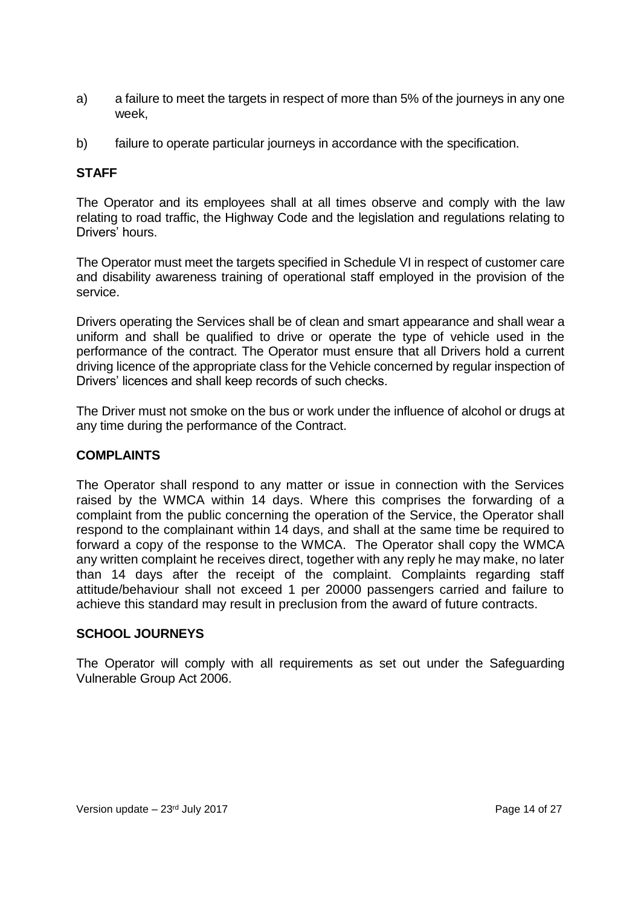a) a failure to meet the targets in respect of more than 5% of the journeys in any one week,

b) failure to operate particular journeys in accordance with the specification.

**STAFF**

The Operator and its employees shall at all times observe and comply with the law relating to road traffic, the Highway Code and the legislation and regulations relating to Drivers' hours.

The Operator must meet the targets specified in Schedule VI in respect of customer care and disability awareness training of operational staff employed in the provision of the service.

Drivers operating the Services shall be of clean and smart appearance and shall wear a uniform and shall be qualified to drive or operate the type of vehicle used in the performance of the contract. The Operator must ensure that all Drivers hold a current driving licence of the appropriate class for the Vehicle concerned by regular inspection of Drivers' licences and shall keep records of such checks.

The Driver must not smoke on the bus or work under the influence of alcohol or drugs at any time during the performance of the Contract.

**COMPLAINTS**

The Operator shall respond to any matter or issue in connection with the Services raised by the WMCA within 14 days. Where this comprises the forwarding of a complaint from the public concerning the operation of the Service, the Operator shall respond to the complainant within 14 days, and shall at the same time be required to forward a copy of the response to the WMCA. The Operator shall copy the WMCA any written complaint he receives direct, together with any reply he may make, no later than 14 days after the receipt of the complaint. Complaints regarding staff attitude/behaviour shall not exceed 1 per 20000 passengers carried and failure to achieve this standard may result in preclusion from the award of future contracts.

**SCHOOL JOURNEYS**

The Operator will comply with all requirements as set out under the Safeguarding Vulnerable Group Act 2006.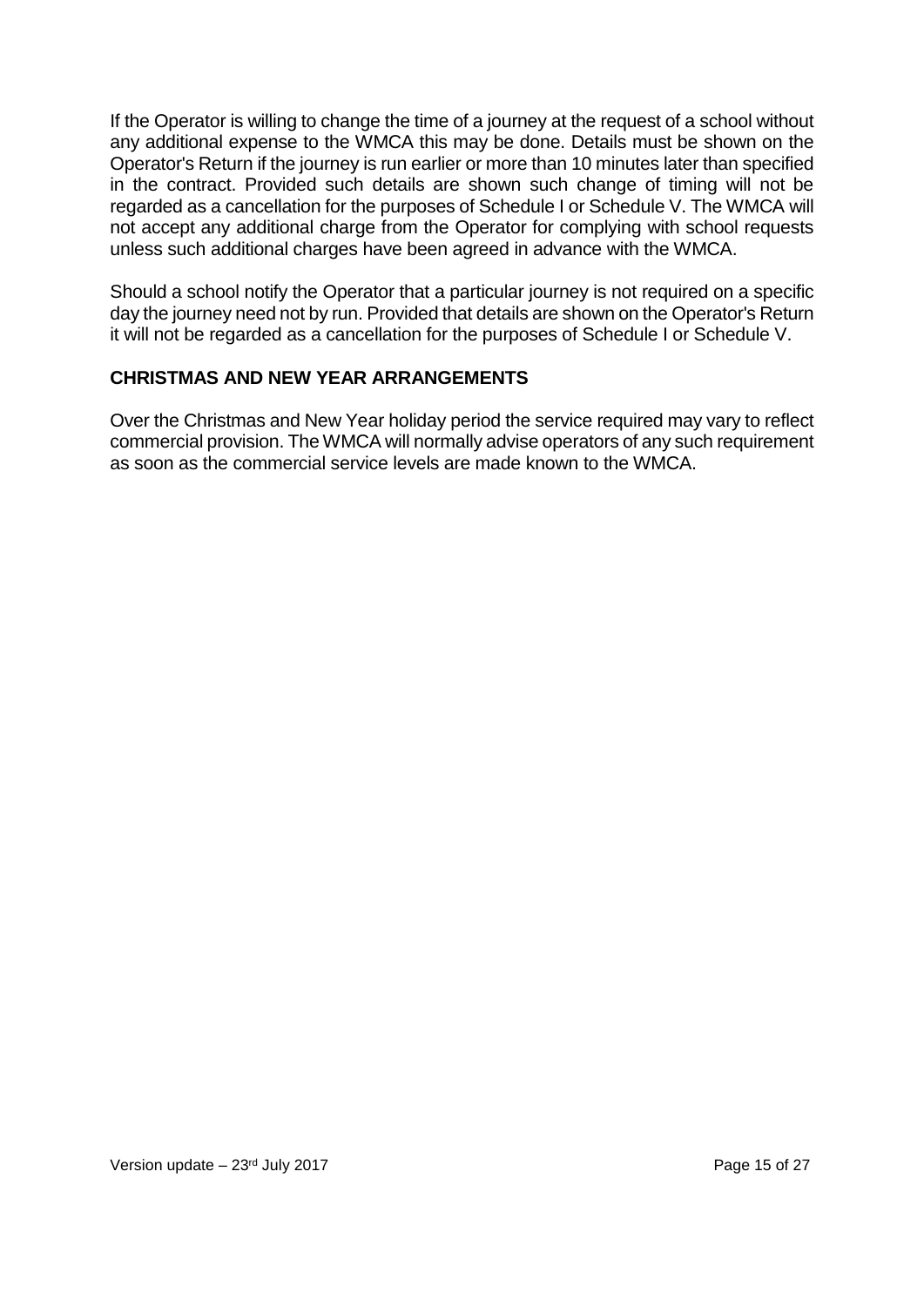If the Operator is willing to change the time of a journey at the request of a school without any additional expense to the WMCA this may be done. Details must be shown on the Operator's Return if the journey is run earlier or more than 10 minutes later than specified in the contract. Provided such details are shown such change of timing will not be regarded as a cancellation for the purposes of Schedule I or Schedule V. The WMCA will not accept any additional charge from the Operator for complying with school requests unless such additional charges have been agreed in advance with the WMCA.

Should a school notify the Operator that a particular journey is not required on a specific day the journey need not by run. Provided that details are shown on the Operator's Return it will not be regarded as a cancellation for the purposes of Schedule I or Schedule V.

## CHRISTMAS AND NEW YEAR ARRANGEMENTS

Over the Christmas and New Year holiday period the service required may vary to reflect commercial provision. The WMCA will normally advise operators of any such requirement as soon as the commercial service levels are made known to the WMCA.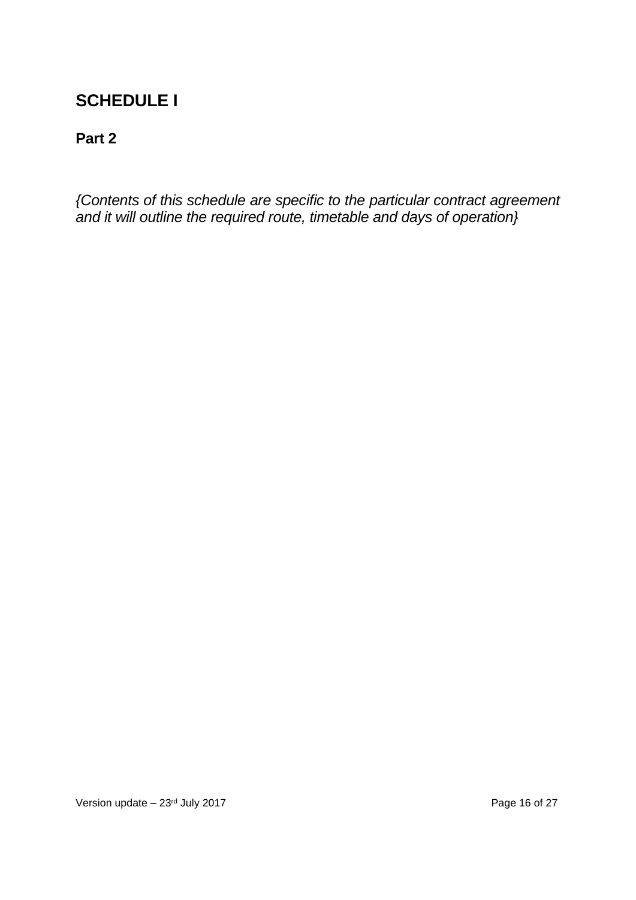# SCHEDULE I

## Part 2

*{Contents of this schedule are specific to the particular contract agreement and it will outline the required route, timetable and days of operation}*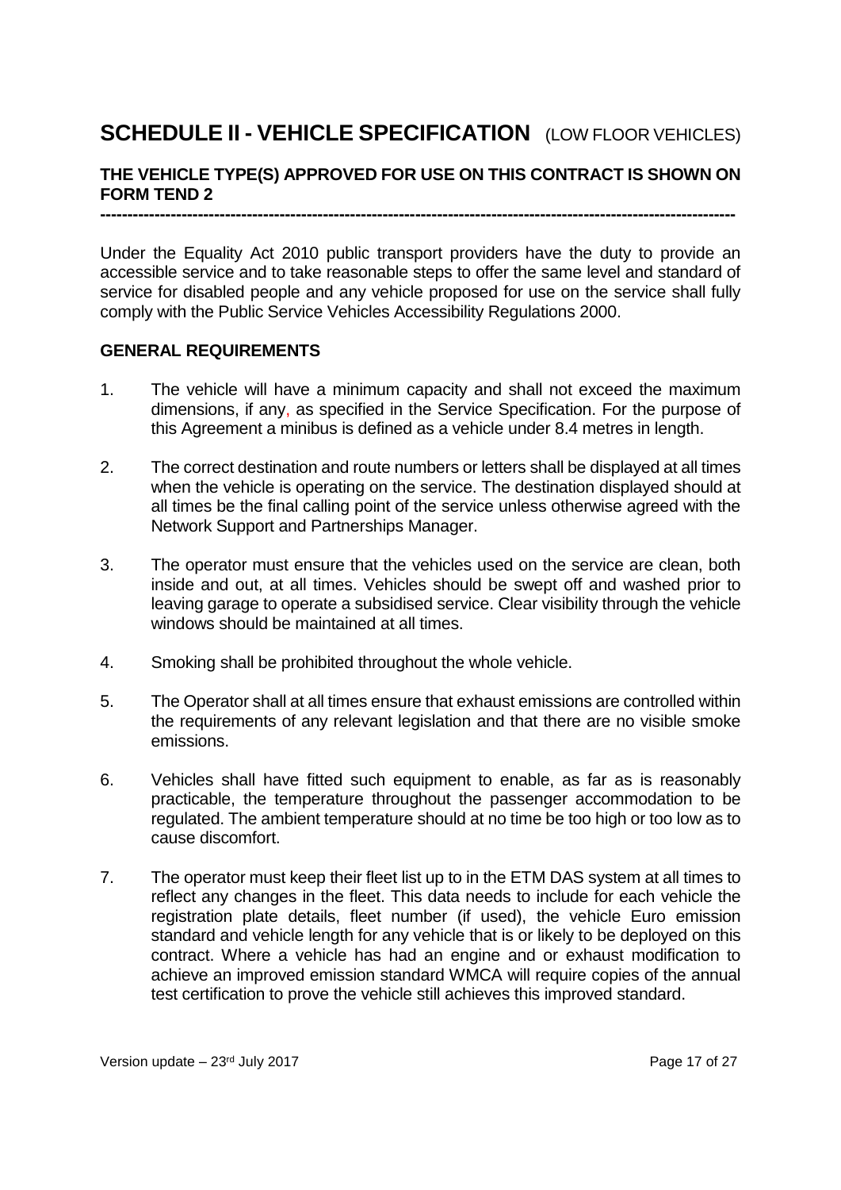# SCHEDULE II - VEHICLE SPECIFICATION (LOW FLOOR VEHICLES)

**THE VEHICLE TYPE(S) APPROVED FOR USE ON THIS CONTRACT IS SHOWN ON FORM TEND 2**

---

Under the Equality Act 2010 public transport providers have the duty to provide an accessible service and to take reasonable steps to offer the same level and standard of service for disabled people and any vehicle proposed for use on the service shall fully comply with the Public Service Vehicles Accessibility Regulations 2000.

**GENERAL REQUIREMENTS**

1. The vehicle will have a minimum capacity and shall not exceed the maximum dimensions, if any, as specified in the Service Specification. For the purpose of this Agreement a minibus is defined as a vehicle under 8.4 metres in length.

2. The correct destination and route numbers or letters shall be displayed at all times when the vehicle is operating on the service. The destination displayed should at all times be the final calling point of the service unless otherwise agreed with the Network Support and Partnerships Manager.

3. The operator must ensure that the vehicles used on the service are clean, both inside and out, at all times. Vehicles should be swept off and washed prior to leaving garage to operate a subsidised service. Clear visibility through the vehicle windows should be maintained at all times.

4. Smoking shall be prohibited throughout the whole vehicle.

5. The Operator shall at all times ensure that exhaust emissions are controlled within the requirements of any relevant legislation and that there are no visible smoke emissions.

6. Vehicles shall have fitted such equipment to enable, as far as is reasonably practicable, the temperature throughout the passenger accommodation to be regulated. The ambient temperature should at no time be too high or too low as to cause discomfort.

7. The operator must keep their fleet list up to in the ETM DAS system at all times to reflect any changes in the fleet. This data needs to include for each vehicle the registration plate details, fleet number (if used), the vehicle Euro emission standard and vehicle length for any vehicle that is or likely to be deployed on this contract. Where a vehicle has had an engine and or exhaust modification to achieve an improved emission standard WMCA will require copies of the annual test certification to prove the vehicle still achieves this improved standard.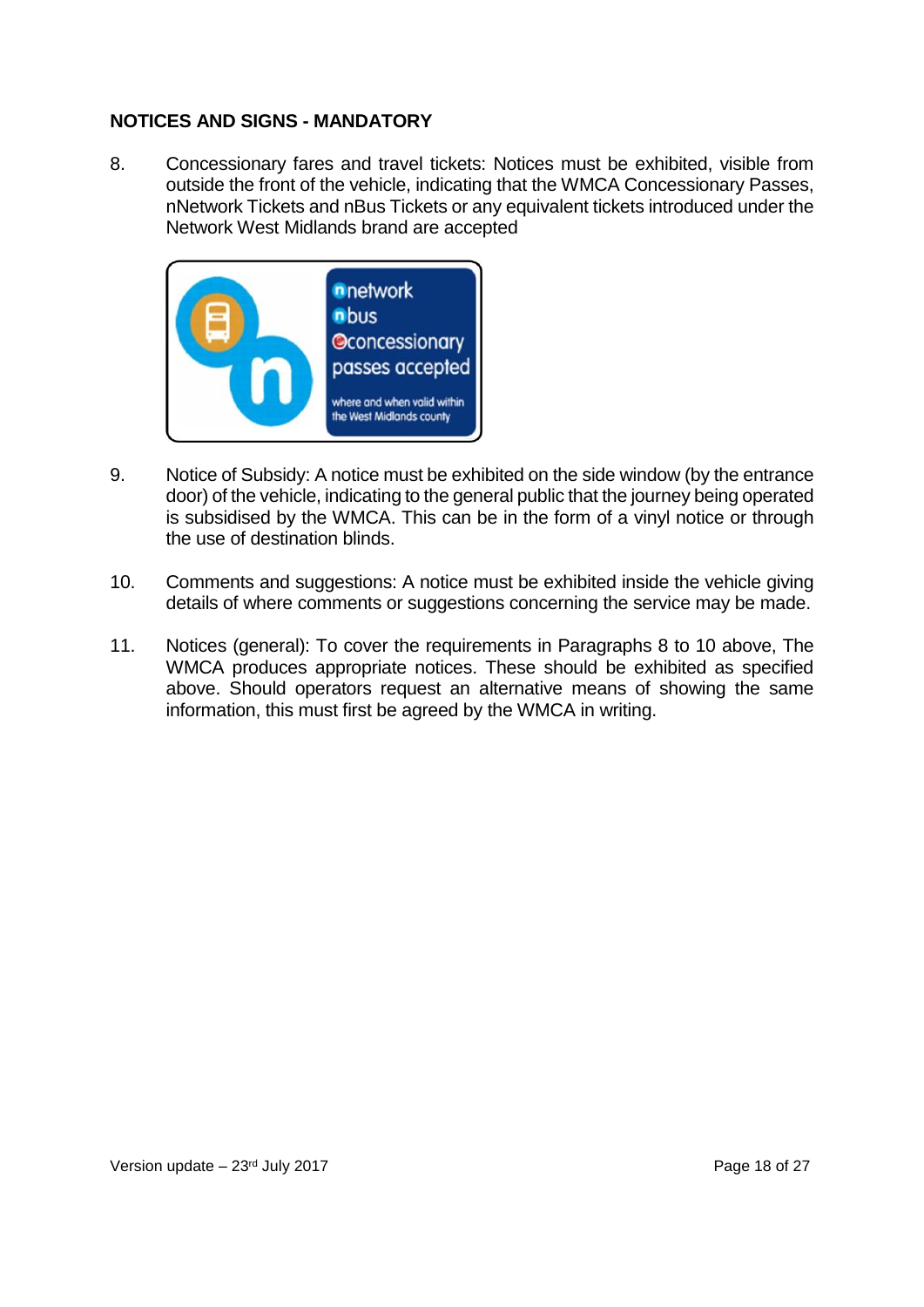## NOTICES AND SIGNS - MANDATORY

8. Concessionary fares and travel tickets: Notices must be exhibited, visible from outside the front of the vehicle, indicating that the WMCA Concessionary Passes, nNetwork Tickets and nBus Tickets or any equivalent tickets introduced under the Network West Midlands brand are accepted

9. Notice of Subsidy: A notice must be exhibited on the side window (by the entrance door) of the vehicle, indicating to the general public that the journey being operated is subsidised by the WMCA. This can be in the form of a vinyl notice or through the use of destination blinds.

10. Comments and suggestions: A notice must be exhibited inside the vehicle giving details of where comments or suggestions concerning the service may be made.

11. Notices (general): To cover the requirements in Paragraphs 8 to 10 above, The WMCA produces appropriate notices. These should be exhibited as specified above. Should operators request an alternative means of showing the same information, this must first be agreed by the WMCA in writing.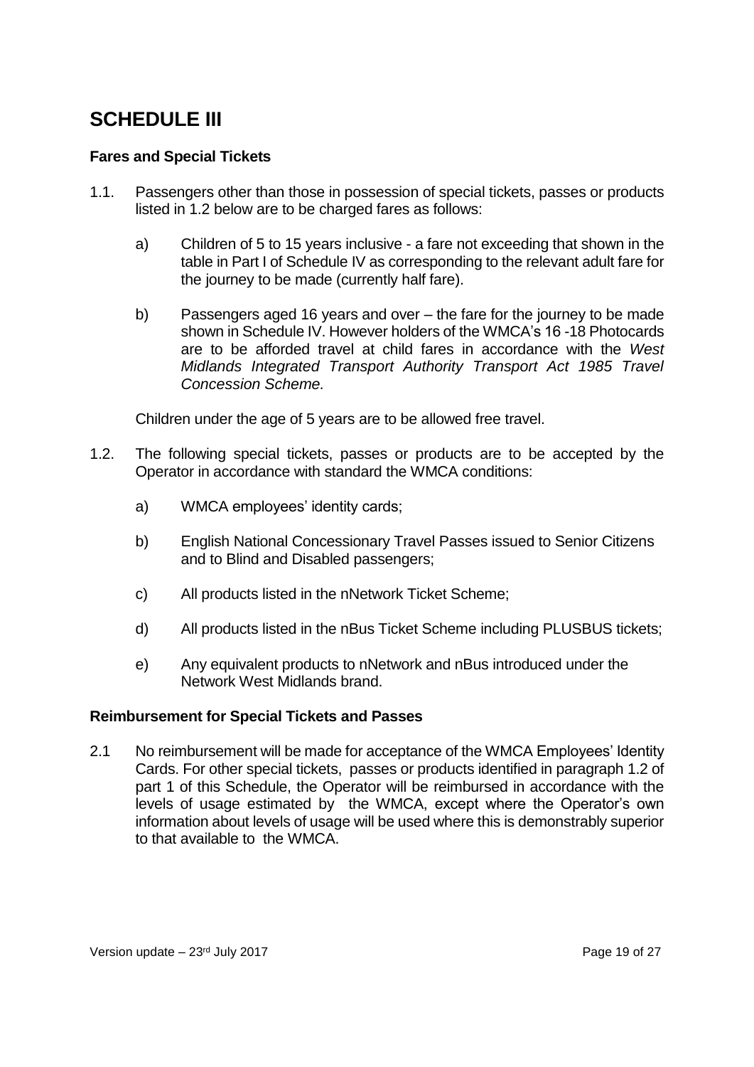# SCHEDULE III

### Fares and Special Tickets

1.1. Passengers other than those in possession of special tickets, passes or products listed in 1.2 below are to be charged fares as follows:

   a) Children of 5 to 15 years inclusive - a fare not exceeding that shown in the table in Part I of Schedule IV as corresponding to the relevant adult fare for the journey to be made (currently half fare).

   b) Passengers aged 16 years and over – the fare for the journey to be made shown in Schedule IV. However holders of the WMCA's 16 -18 Photocards are to be afforded travel at child fares in accordance with the *West Midlands Integrated Transport Authority Transport Act 1985 Travel Concession Scheme.*

   Children under the age of 5 years are to be allowed free travel.

1.2. The following special tickets, passes or products are to be accepted by the Operator in accordance with standard the WMCA conditions:

   a) WMCA employees' identity cards;

   b) English National Concessionary Travel Passes issued to Senior Citizens and to Blind and Disabled passengers;

   c) All products listed in the nNetwork Ticket Scheme;

   d) All products listed in the nBus Ticket Scheme including PLUSBUS tickets;

   e) Any equivalent products to nNetwork and nBus introduced under the Network West Midlands brand.

### Reimbursement for Special Tickets and Passes

2.1 No reimbursement will be made for acceptance of the WMCA Employees' Identity Cards. For other special tickets, passes or products identified in paragraph 1.2 of part 1 of this Schedule, the Operator will be reimbursed in accordance with the levels of usage estimated by the WMCA, except where the Operator's own information about levels of usage will be used where this is demonstrably superior to that available to the WMCA.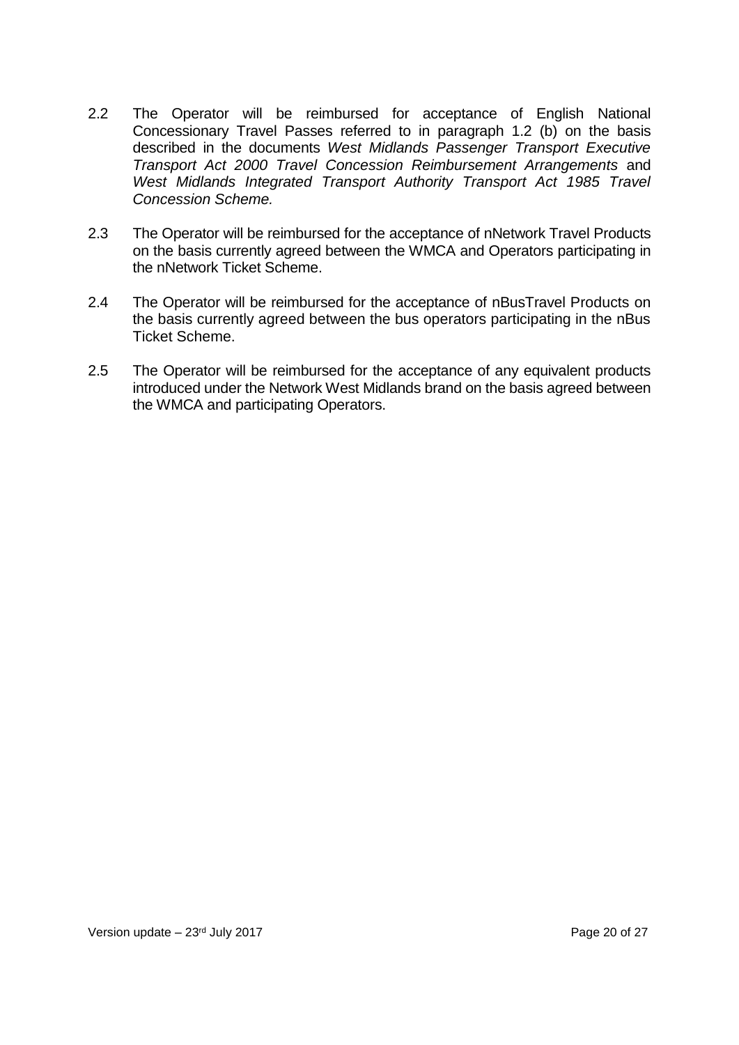2.2 The Operator will be reimbursed for acceptance of English National Concessionary Travel Passes referred to in paragraph 1.2 (b) on the basis described in the documents *West Midlands Passenger Transport Executive Transport Act 2000 Travel Concession Reimbursement Arrangements* and *West Midlands Integrated Transport Authority Transport Act 1985 Travel Concession Scheme.*

2.3 The Operator will be reimbursed for the acceptance of nNetwork Travel Products on the basis currently agreed between the WMCA and Operators participating in the nNetwork Ticket Scheme.

2.4 The Operator will be reimbursed for the acceptance of nBusTravel Products on the basis currently agreed between the bus operators participating in the nBus Ticket Scheme.

2.5 The Operator will be reimbursed for the acceptance of any equivalent products introduced under the Network West Midlands brand on the basis agreed between the WMCA and participating Operators.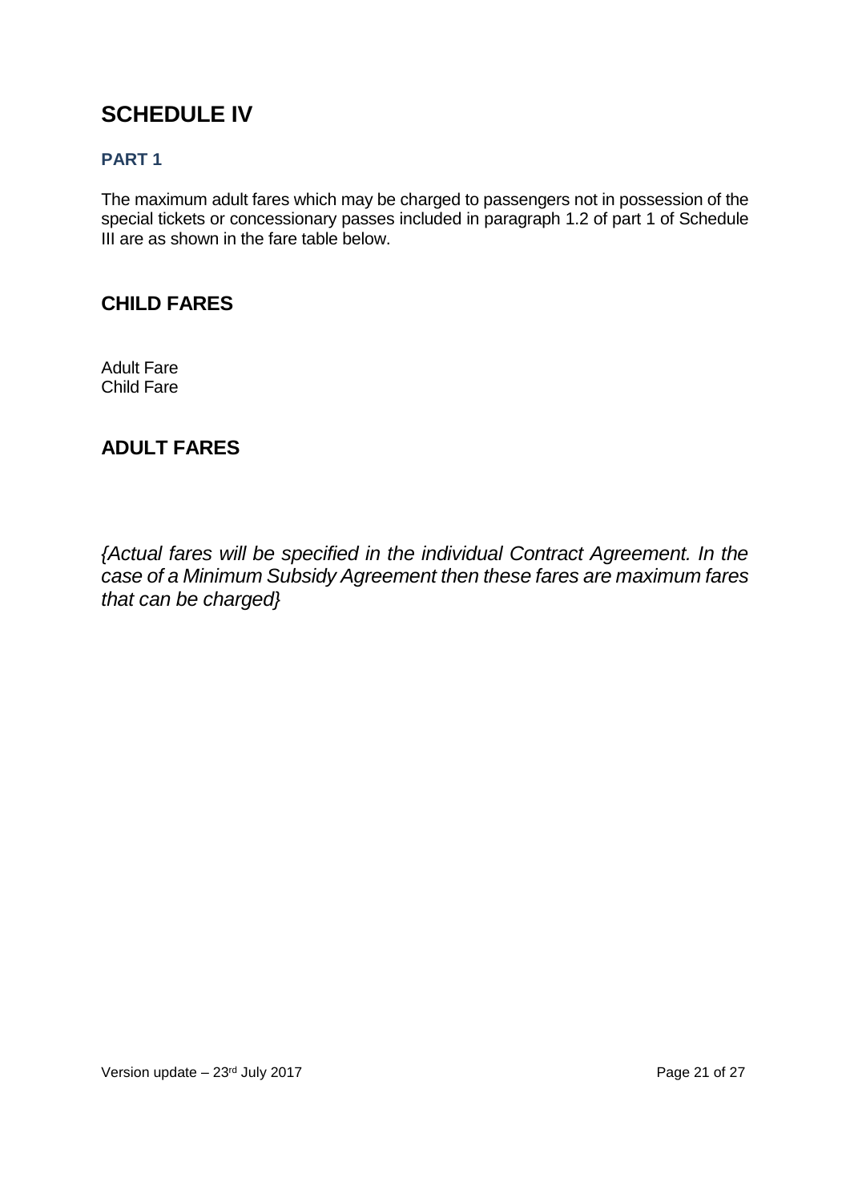# SCHEDULE IV

### PART 1

The maximum adult fares which may be charged to passengers not in possession of the special tickets or concessionary passes included in paragraph 1.2 of part 1 of Schedule III are as shown in the fare table below.

## CHILD FARES

Adult Fare
Child Fare

## ADULT FARES

*{Actual fares will be specified in the individual Contract Agreement. In the case of a Minimum Subsidy Agreement then these fares are maximum fares that can be charged}*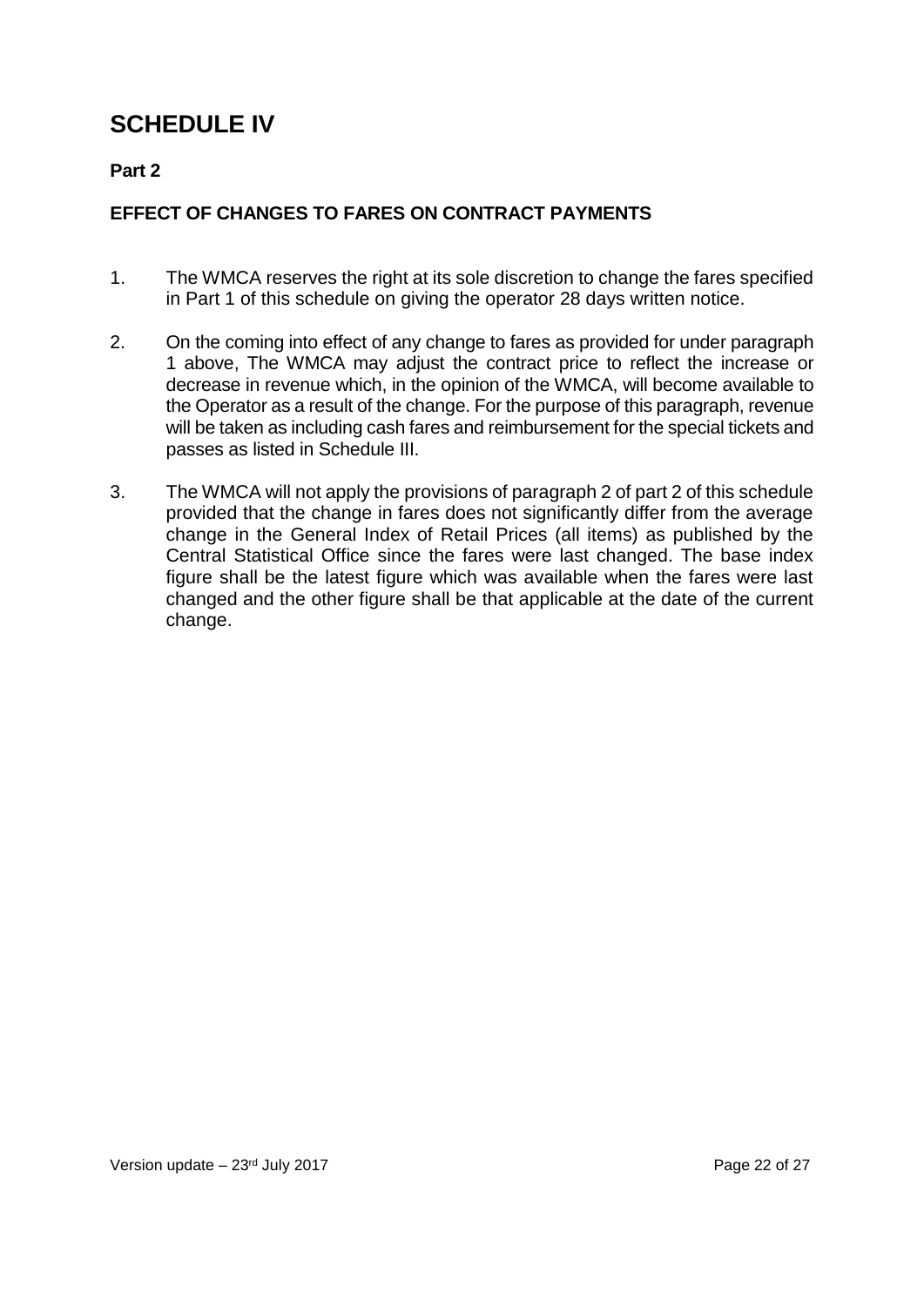# SCHEDULE IV

**Part 2**

**EFFECT OF CHANGES TO FARES ON CONTRACT PAYMENTS**

1. The WMCA reserves the right at its sole discretion to change the fares specified in Part 1 of this schedule on giving the operator 28 days written notice.

2. On the coming into effect of any change to fares as provided for under paragraph 1 above, The WMCA may adjust the contract price to reflect the increase or decrease in revenue which, in the opinion of the WMCA, will become available to the Operator as a result of the change. For the purpose of this paragraph, revenue will be taken as including cash fares and reimbursement for the special tickets and passes as listed in Schedule III.

3. The WMCA will not apply the provisions of paragraph 2 of part 2 of this schedule provided that the change in fares does not significantly differ from the average change in the General Index of Retail Prices (all items) as published by the Central Statistical Office since the fares were last changed. The base index figure shall be the latest figure which was available when the fares were last changed and the other figure shall be that applicable at the date of the current change.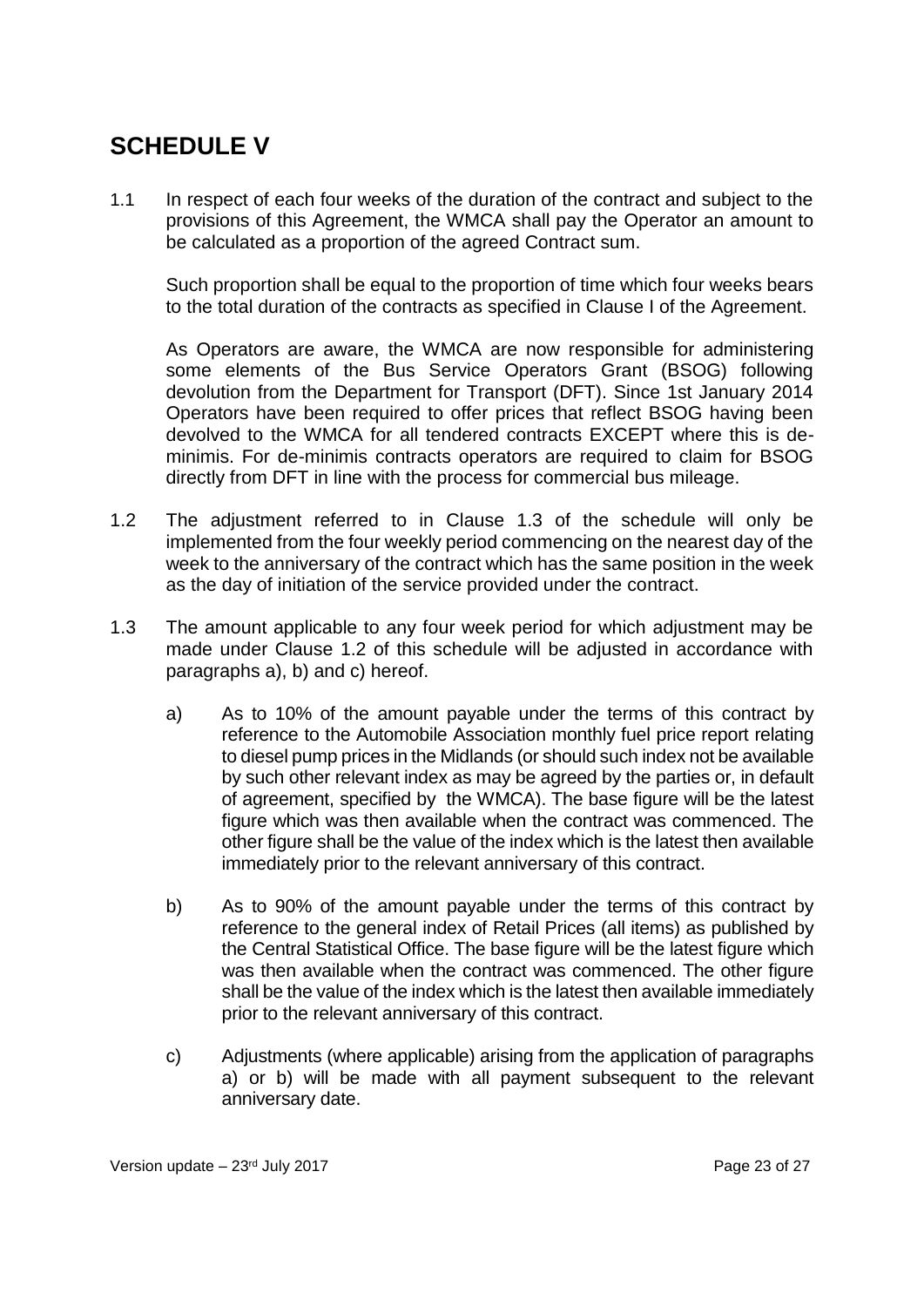# SCHEDULE V

1.1 In respect of each four weeks of the duration of the contract and subject to the provisions of this Agreement, the WMCA shall pay the Operator an amount to be calculated as a proportion of the agreed Contract sum.

Such proportion shall be equal to the proportion of time which four weeks bears to the total duration of the contracts as specified in Clause I of the Agreement.

As Operators are aware, the WMCA are now responsible for administering some elements of the Bus Service Operators Grant (BSOG) following devolution from the Department for Transport (DFT). Since 1st January 2014 Operators have been required to offer prices that reflect BSOG having been devolved to the WMCA for all tendered contracts EXCEPT where this is de-minimis. For de-minimis contracts operators are required to claim for BSOG directly from DFT in line with the process for commercial bus mileage.

1.2 The adjustment referred to in Clause 1.3 of the schedule will only be implemented from the four weekly period commencing on the nearest day of the week to the anniversary of the contract which has the same position in the week as the day of initiation of the service provided under the contract.

1.3 The amount applicable to any four week period for which adjustment may be made under Clause 1.2 of this schedule will be adjusted in accordance with paragraphs a), b) and c) hereof.

a) As to 10% of the amount payable under the terms of this contract by reference to the Automobile Association monthly fuel price report relating to diesel pump prices in the Midlands (or should such index not be available by such other relevant index as may be agreed by the parties or, in default of agreement, specified by the WMCA). The base figure will be the latest figure which was then available when the contract was commenced. The other figure shall be the value of the index which is the latest then available immediately prior to the relevant anniversary of this contract.

b) As to 90% of the amount payable under the terms of this contract by reference to the general index of Retail Prices (all items) as published by the Central Statistical Office. The base figure will be the latest figure which was then available when the contract was commenced. The other figure shall be the value of the index which is the latest then available immediately prior to the relevant anniversary of this contract.

c) Adjustments (where applicable) arising from the application of paragraphs a) or b) will be made with all payment subsequent to the relevant anniversary date.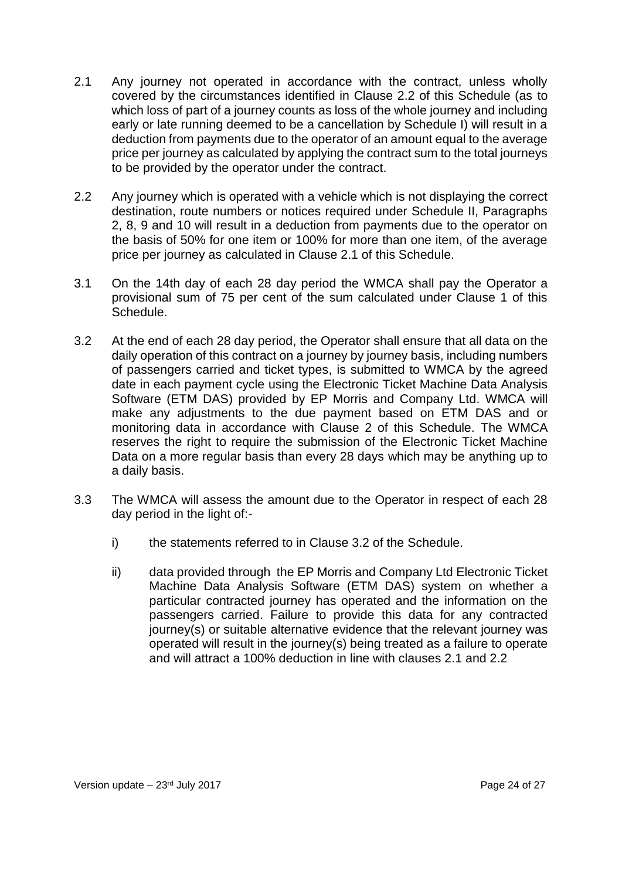2.1 Any journey not operated in accordance with the contract, unless wholly covered by the circumstances identified in Clause 2.2 of this Schedule (as to which loss of part of a journey counts as loss of the whole journey and including early or late running deemed to be a cancellation by Schedule I) will result in a deduction from payments due to the operator of an amount equal to the average price per journey as calculated by applying the contract sum to the total journeys to be provided by the operator under the contract.

2.2 Any journey which is operated with a vehicle which is not displaying the correct destination, route numbers or notices required under Schedule II, Paragraphs 2, 8, 9 and 10 will result in a deduction from payments due to the operator on the basis of 50% for one item or 100% for more than one item, of the average price per journey as calculated in Clause 2.1 of this Schedule.

3.1 On the 14th day of each 28 day period the WMCA shall pay the Operator a provisional sum of 75 per cent of the sum calculated under Clause 1 of this Schedule.

3.2 At the end of each 28 day period, the Operator shall ensure that all data on the daily operation of this contract on a journey by journey basis, including numbers of passengers carried and ticket types, is submitted to WMCA by the agreed date in each payment cycle using the Electronic Ticket Machine Data Analysis Software (ETM DAS) provided by EP Morris and Company Ltd. WMCA will make any adjustments to the due payment based on ETM DAS and or monitoring data in accordance with Clause 2 of this Schedule. The WMCA reserves the right to require the submission of the Electronic Ticket Machine Data on a more regular basis than every 28 days which may be anything up to a daily basis.

3.3 The WMCA will assess the amount due to the Operator in respect of each 28 day period in the light of:-

i) the statements referred to in Clause 3.2 of the Schedule.

ii) data provided through the EP Morris and Company Ltd Electronic Ticket Machine Data Analysis Software (ETM DAS) system on whether a particular contracted journey has operated and the information on the passengers carried. Failure to provide this data for any contracted journey(s) or suitable alternative evidence that the relevant journey was operated will result in the journey(s) being treated as a failure to operate and will attract a 100% deduction in line with clauses 2.1 and 2.2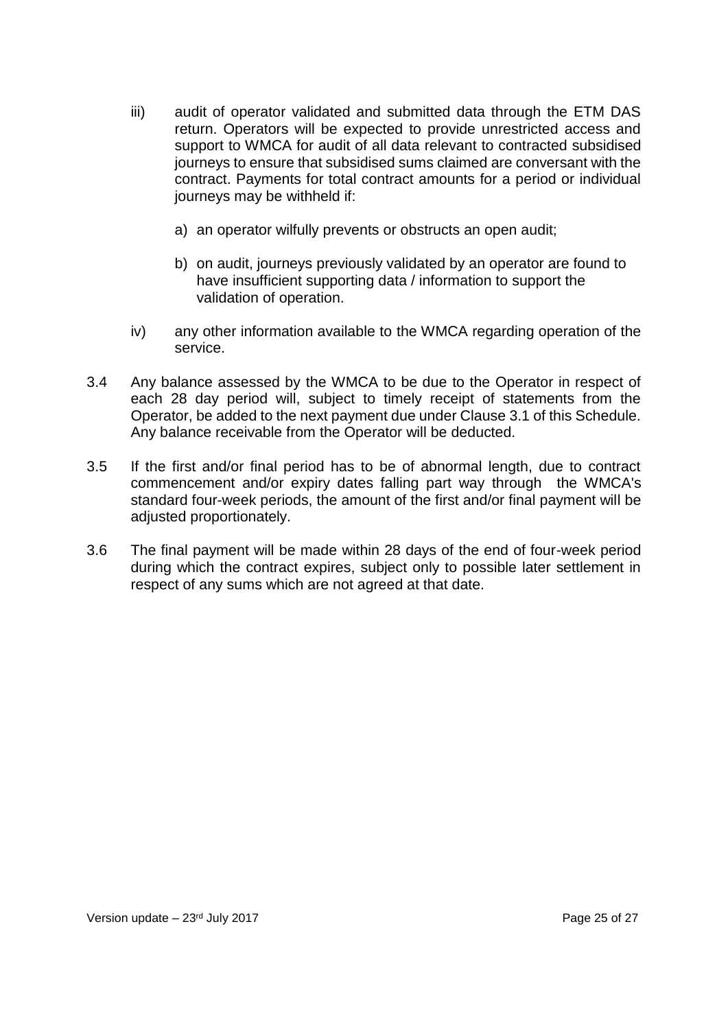iii) audit of operator validated and submitted data through the ETM DAS return. Operators will be expected to provide unrestricted access and support to WMCA for audit of all data relevant to contracted subsidised journeys to ensure that subsidised sums claimed are conversant with the contract. Payments for total contract amounts for a period or individual journeys may be withheld if:

   a) an operator wilfully prevents or obstructs an open audit;

   b) on audit, journeys previously validated by an operator are found to have insufficient supporting data / information to support the validation of operation.

iv) any other information available to the WMCA regarding operation of the service.

3.4 Any balance assessed by the WMCA to be due to the Operator in respect of each 28 day period will, subject to timely receipt of statements from the Operator, be added to the next payment due under Clause 3.1 of this Schedule. Any balance receivable from the Operator will be deducted.

3.5 If the first and/or final period has to be of abnormal length, due to contract commencement and/or expiry dates falling part way through the WMCA's standard four-week periods, the amount of the first and/or final payment will be adjusted proportionately.

3.6 The final payment will be made within 28 days of the end of four-week period during which the contract expires, subject only to possible later settlement in respect of any sums which are not agreed at that date.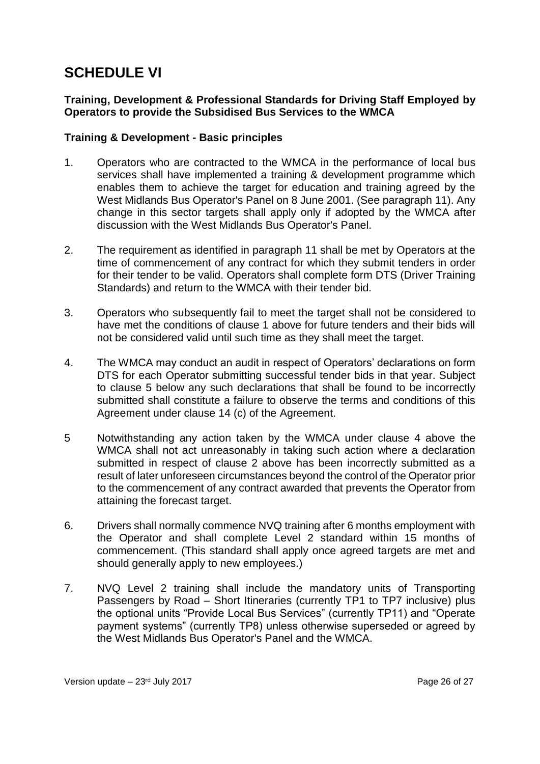# SCHEDULE VI

**Training, Development & Professional Standards for Driving Staff Employed by Operators to provide the Subsidised Bus Services to the WMCA**

**Training & Development - Basic principles**

1. Operators who are contracted to the WMCA in the performance of local bus services shall have implemented a training & development programme which enables them to achieve the target for education and training agreed by the West Midlands Bus Operator's Panel on 8 June 2001. (See paragraph 11). Any change in this sector targets shall apply only if adopted by the WMCA after discussion with the West Midlands Bus Operator's Panel.

2. The requirement as identified in paragraph 11 shall be met by Operators at the time of commencement of any contract for which they submit tenders in order for their tender to be valid. Operators shall complete form DTS (Driver Training Standards) and return to the WMCA with their tender bid.

3. Operators who subsequently fail to meet the target shall not be considered to have met the conditions of clause 1 above for future tenders and their bids will not be considered valid until such time as they shall meet the target.

4. The WMCA may conduct an audit in respect of Operators' declarations on form DTS for each Operator submitting successful tender bids in that year. Subject to clause 5 below any such declarations that shall be found to be incorrectly submitted shall constitute a failure to observe the terms and conditions of this Agreement under clause 14 (c) of the Agreement.

5 Notwithstanding any action taken by the WMCA under clause 4 above the WMCA shall not act unreasonably in taking such action where a declaration submitted in respect of clause 2 above has been incorrectly submitted as a result of later unforeseen circumstances beyond the control of the Operator prior to the commencement of any contract awarded that prevents the Operator from attaining the forecast target.

6. Drivers shall normally commence NVQ training after 6 months employment with the Operator and shall complete Level 2 standard within 15 months of commencement. (This standard shall apply once agreed targets are met and should generally apply to new employees.)

7. NVQ Level 2 training shall include the mandatory units of Transporting Passengers by Road – Short Itineraries (currently TP1 to TP7 inclusive) plus the optional units "Provide Local Bus Services" (currently TP11) and "Operate payment systems" (currently TP8) unless otherwise superseded or agreed by the West Midlands Bus Operator's Panel and the WMCA.

Version update – 23rd July 2017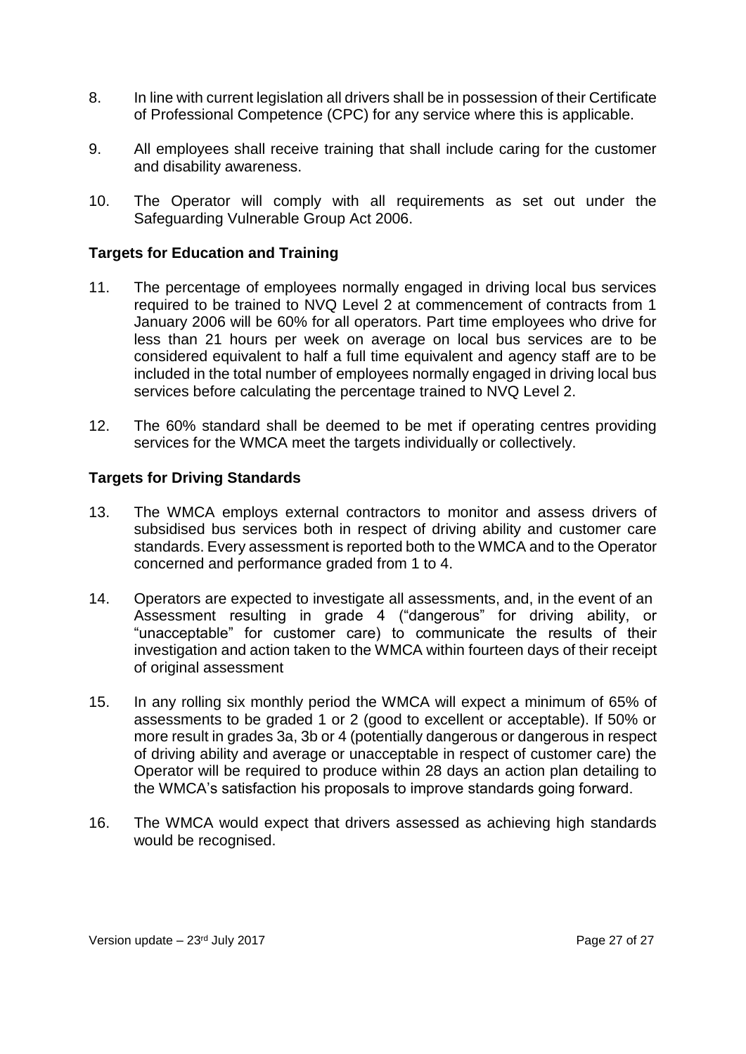8. In line with current legislation all drivers shall be in possession of their Certificate of Professional Competence (CPC) for any service where this is applicable.

9. All employees shall receive training that shall include caring for the customer and disability awareness.

10. The Operator will comply with all requirements as set out under the Safeguarding Vulnerable Group Act 2006.

**Targets for Education and Training**

11. The percentage of employees normally engaged in driving local bus services required to be trained to NVQ Level 2 at commencement of contracts from 1 January 2006 will be 60% for all operators. Part time employees who drive for less than 21 hours per week on average on local bus services are to be considered equivalent to half a full time equivalent and agency staff are to be included in the total number of employees normally engaged in driving local bus services before calculating the percentage trained to NVQ Level 2.

12. The 60% standard shall be deemed to be met if operating centres providing services for the WMCA meet the targets individually or collectively.

**Targets for Driving Standards**

13. The WMCA employs external contractors to monitor and assess drivers of subsidised bus services both in respect of driving ability and customer care standards. Every assessment is reported both to the WMCA and to the Operator concerned and performance graded from 1 to 4.

14. Operators are expected to investigate all assessments, and, in the event of an Assessment resulting in grade 4 ("dangerous" for driving ability, or "unacceptable" for customer care) to communicate the results of their investigation and action taken to the WMCA within fourteen days of their receipt of original assessment

15. In any rolling six monthly period the WMCA will expect a minimum of 65% of assessments to be graded 1 or 2 (good to excellent or acceptable). If 50% or more result in grades 3a, 3b or 4 (potentially dangerous or dangerous in respect of driving ability and average or unacceptable in respect of customer care) the Operator will be required to produce within 28 days an action plan detailing to the WMCA's satisfaction his proposals to improve standards going forward.

16. The WMCA would expect that drivers assessed as achieving high standards would be recognised.

Version update – 23rd July 2017